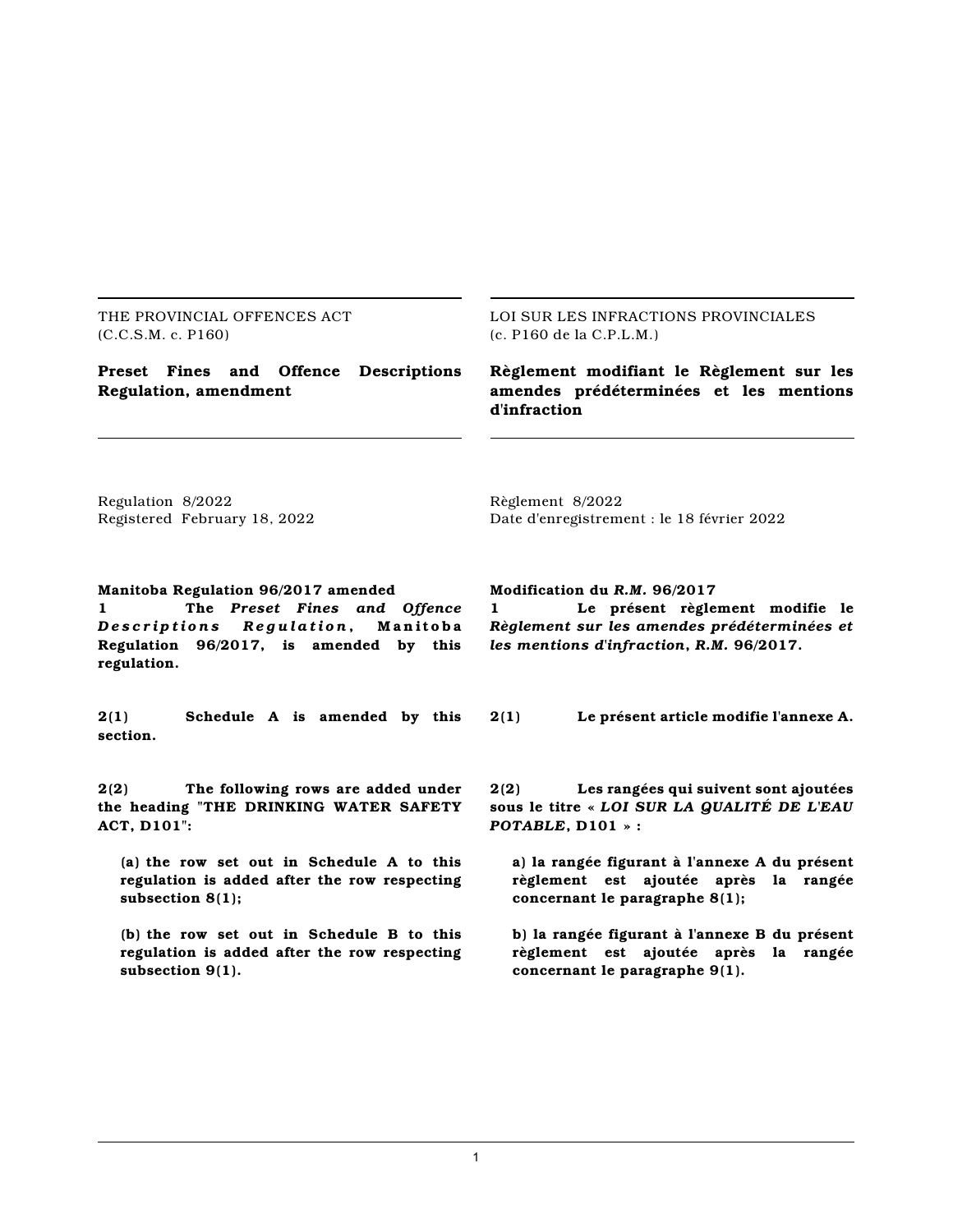THE PROVINCIAL OFFENCES ACT
(C.C.S.M. c. P160)

**Preset Fines and Offence Descriptions Regulation, amendment**

Regulation 8/2022
Registered February 18, 2022

**Manitoba Regulation 96/2017 amended**

**1** **The** ***Preset Fines and Offence Descriptions Regulation*****, Manitoba Regulation 96/2017, is amended by this regulation.**

**2(1)** **Schedule A is amended by this section.**

**2(2)** **The following rows are added under the heading "THE DRINKING WATER SAFETY ACT, D101":**

**(a) the row set out in Schedule A to this regulation is added after the row respecting subsection 8(1);**

**(b) the row set out in Schedule B to this regulation is added after the row respecting subsection 9(1).**

LOI SUR LES INFRACTIONS PROVINCIALES
(c. P160 de la C.P.L.M.)

**Règlement modifiant le Règlement sur les amendes prédéterminées et les mentions d'infraction**

Règlement 8/2022
Date d'enregistrement : le 18 février 2022

**Modification du** ***R.M.*** **96/2017**

**1** **Le présent règlement modifie le** ***Règlement sur les amendes prédéterminées et les mentions d'infraction*****,** ***R.M.*** **96/2017.**

**2(1)** **Le présent article modifie l'annexe A.**

**2(2)** **Les rangées qui suivent sont ajoutées sous le titre «** ***LOI SUR LA QUALITÉ DE L'EAU POTABLE*****, D101 » :**

**a) la rangée figurant à l'annexe A du présent règlement est ajoutée après la rangée concernant le paragraphe 8(1);**

**b) la rangée figurant à l'annexe B du présent règlement est ajoutée après la rangée concernant le paragraphe 9(1).**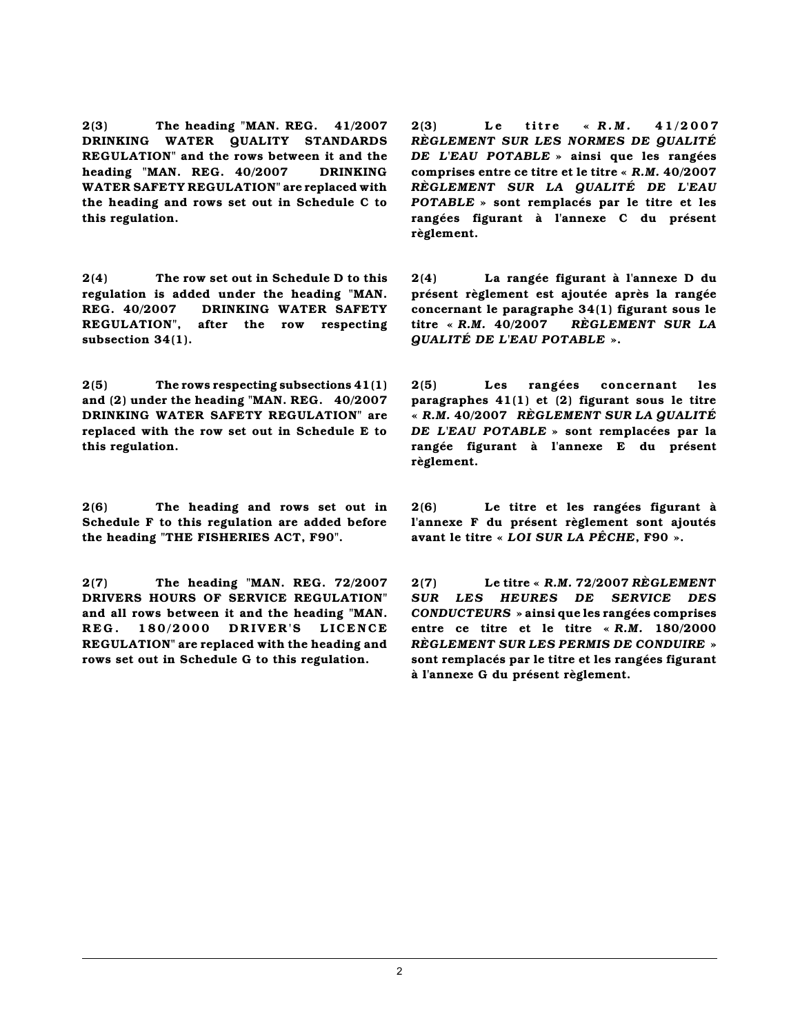**2(3) The heading "MAN. REG. 41/2007 DRINKING WATER QUALITY STANDARDS REGULATION" and the rows between it and the heading "MAN. REG. 40/2007 DRINKING WATER SAFETY REGULATION" are replaced with the heading and rows set out in Schedule C to this regulation.**

**2(3) Le titre «** ***R.M. 41/2007 RÈGLEMENT SUR LES NORMES DE QUALITÉ DE L'EAU POTABLE*** **» ainsi que les rangées comprises entre ce titre et le titre «** ***R.M.*** **40/2007** ***RÈGLEMENT SUR LA QUALITÉ DE L'EAU POTABLE*** **» sont remplacés par le titre et les rangées figurant à l'annexe C du présent règlement.**

**2(4) The row set out in Schedule D to this regulation is added under the heading "MAN. REG. 40/2007 DRINKING WATER SAFETY REGULATION", after the row respecting subsection 34(1).**

**2(4) La rangée figurant à l'annexe D du présent règlement est ajoutée après la rangée concernant le paragraphe 34(1) figurant sous le titre «** ***R.M.*** **40/2007** ***RÈGLEMENT SUR LA QUALITÉ DE L'EAU POTABLE*** **».**

**2(5) The rows respecting subsections 41(1) and (2) under the heading "MAN. REG. 40/2007 DRINKING WATER SAFETY REGULATION" are replaced with the row set out in Schedule E to this regulation.**

**2(5) Les rangées concernant les paragraphes 41(1) et (2) figurant sous le titre «** ***R.M.*** **40/2007** ***RÈGLEMENT SUR LA QUALITÉ DE L'EAU POTABLE*** **» sont remplacées par la rangée figurant à l'annexe E du présent règlement.**

**2(6) The heading and rows set out in Schedule F to this regulation are added before the heading "THE FISHERIES ACT, F90".**

**2(6) Le titre et les rangées figurant à l'annexe F du présent règlement sont ajoutés avant le titre «** ***LOI SUR LA PÊCHE*****, F90 ».**

**2(7) The heading "MAN. REG. 72/2007 DRIVERS HOURS OF SERVICE REGULATION" and all rows between it and the heading "MAN. REG. 180/2000 DRIVER'S LICENCE REGULATION" are replaced with the heading and rows set out in Schedule G to this regulation.**

**2(7) Le titre «** ***R.M.*** **72/2007** ***RÈGLEMENT SUR LES HEURES DE SERVICE DES CONDUCTEURS*** **» ainsi que les rangées comprises entre ce titre et le titre «** ***R.M.*** **180/2000** ***RÈGLEMENT SUR LES PERMIS DE CONDUIRE*** **» sont remplacés par le titre et les rangées figurant à l'annexe G du présent règlement.**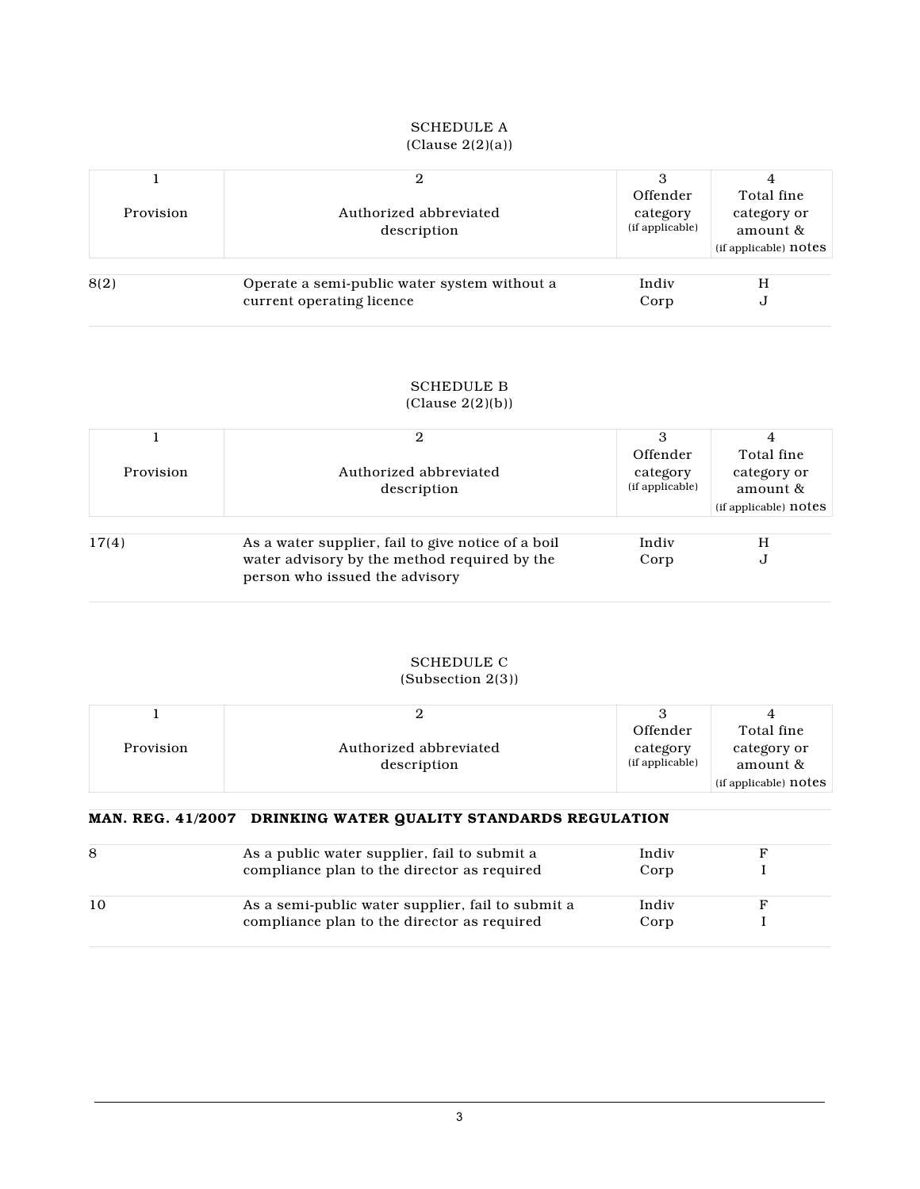## SCHEDULE A
(Clause 2(2)(a))

| 1<br>Provision | 2<br>Authorized abbreviated description | 3<br>Offender category (if applicable) | 4<br>Total fine category or amount & (if applicable) notes |
|---|---|---|---|
| 8(2) | Operate a semi-public water system without a current operating licence | Indiv<br>Corp | H<br>J |

## SCHEDULE B
(Clause 2(2)(b))

| 1<br>Provision | 2<br>Authorized abbreviated description | 3<br>Offender category (if applicable) | 4<br>Total fine category or amount & (if applicable) notes |
|---|---|---|---|
| 17(4) | As a water supplier, fail to give notice of a boil water advisory by the method required by the person who issued the advisory | Indiv<br>Corp | H<br>J |

## SCHEDULE C
(Subsection 2(3))

| 1<br>Provision | 2<br>Authorized abbreviated description | 3<br>Offender category (if applicable) | 4<br>Total fine category or amount & (if applicable) notes |
|---|---|---|---|
| **MAN. REG. 41/2007** | **DRINKING WATER QUALITY STANDARDS REGULATION** | | |
| 8 | As a public water supplier, fail to submit a compliance plan to the director as required | Indiv<br>Corp | F<br>I |
| 10 | As a semi-public water supplier, fail to submit a compliance plan to the director as required | Indiv<br>Corp | F<br>I |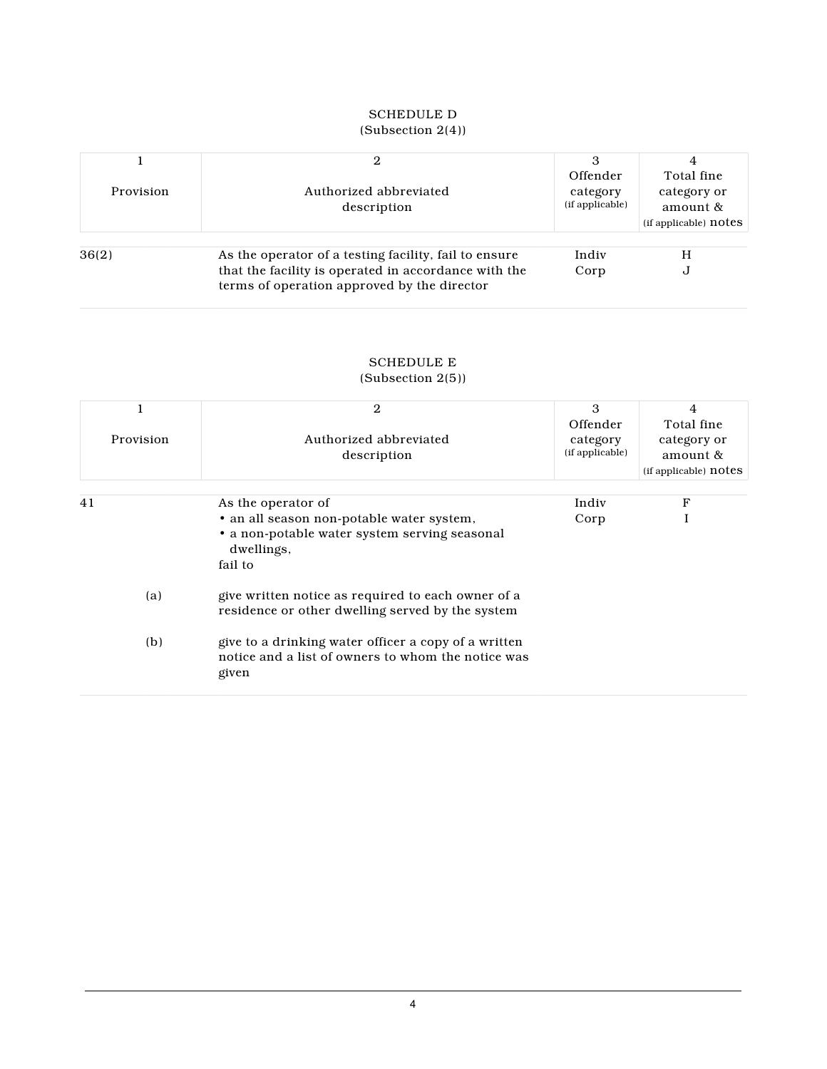## SCHEDULE D
(Subsection 2(4))

| 1<br>Provision | 2<br>Authorized abbreviated description | 3<br>Offender category (if applicable) | 4<br>Total fine category or amount & (if applicable) notes |
|---|---|---|---|
| 36(2) | As the operator of a testing facility, fail to ensure that the facility is operated in accordance with the terms of operation approved by the director | Indiv<br>Corp | H<br>J |

## SCHEDULE E
(Subsection 2(5))

| 1<br>Provision | 2<br>Authorized abbreviated description | 3<br>Offender category (if applicable) | 4<br>Total fine category or amount & (if applicable) notes |
|---|---|---|---|
| 41 | As the operator of<br>• an all season non-potable water system,<br>• a non-potable water system serving seasonal dwellings,<br>fail to | Indiv<br>Corp | F<br>I |
| (a) | give written notice as required to each owner of a residence or other dwelling served by the system | | |
| (b) | give to a drinking water officer a copy of a written notice and a list of owners to whom the notice was given | | |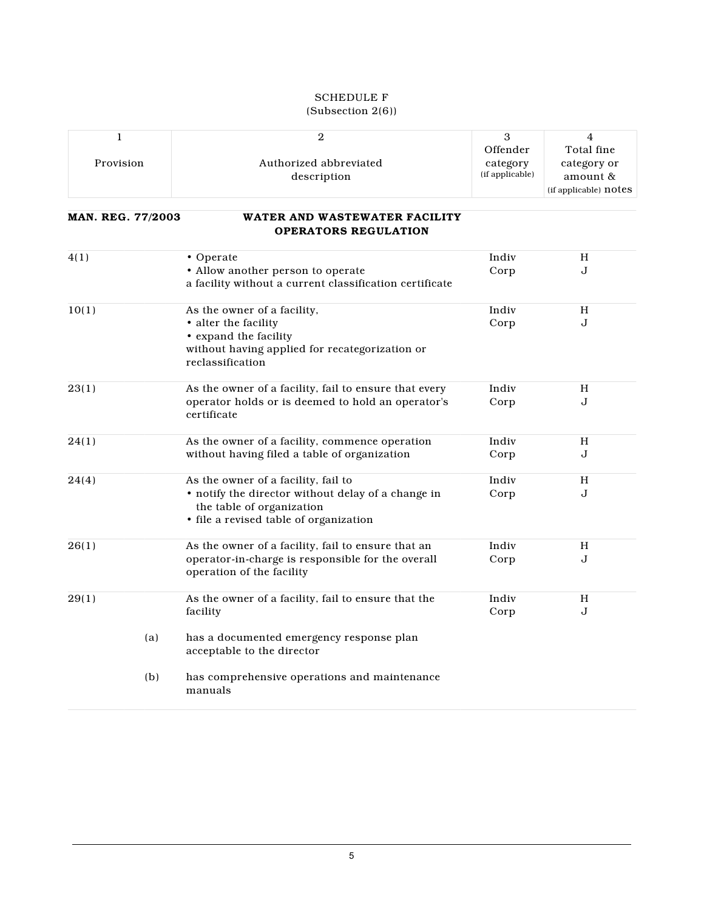SCHEDULE F
(Subsection 2(6))

| 1<br>Provision | 2<br>Authorized abbreviated description | 3<br>Offender category (if applicable) | 4<br>Total fine category or amount & (if applicable) notes |
|---|---|---|---|
| **MAN. REG. 77/2003** | **WATER AND WASTEWATER FACILITY OPERATORS REGULATION** | | |
| 4(1) | • Operate<br>• Allow another person to operate<br>a facility without a current classification certificate | Indiv<br>Corp | H<br>J |
| 10(1) | As the owner of a facility,<br>• alter the facility<br>• expand the facility<br>without having applied for recategorization or reclassification | Indiv<br>Corp | H<br>J |
| 23(1) | As the owner of a facility, fail to ensure that every operator holds or is deemed to hold an operator's certificate | Indiv<br>Corp | H<br>J |
| 24(1) | As the owner of a facility, commence operation without having filed a table of organization | Indiv<br>Corp | H<br>J |
| 24(4) | As the owner of a facility, fail to<br>• notify the director without delay of a change in the table of organization<br>• file a revised table of organization | Indiv<br>Corp | H<br>J |
| 26(1) | As the owner of a facility, fail to ensure that an operator-in-charge is responsible for the overall operation of the facility | Indiv<br>Corp | H<br>J |
| 29(1) | As the owner of a facility, fail to ensure that the facility | Indiv<br>Corp | H<br>J |
| (a) | has a documented emergency response plan acceptable to the director | | |
| (b) | has comprehensive operations and maintenance manuals | | |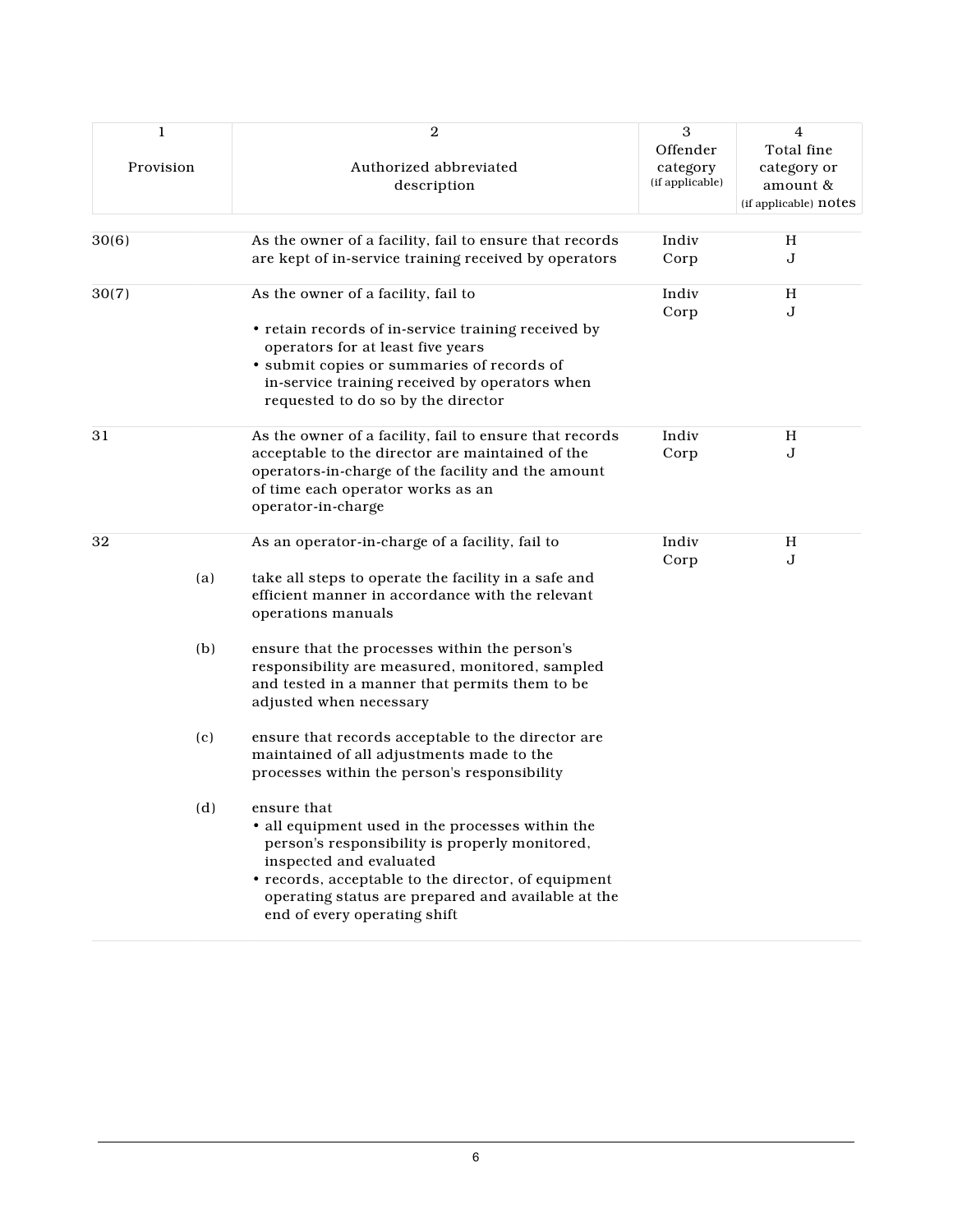| 1<br>Provision | 2<br>Authorized abbreviated description | 3<br>Offender category (if applicable) | 4<br>Total fine category or amount & (if applicable) notes |
|---|---|---|---|
| 30(6) | As the owner of a facility, fail to ensure that records are kept of in-service training received by operators | Indiv<br>Corp | H<br>J |
| 30(7) | As the owner of a facility, fail to<br>• retain records of in-service training received by operators for at least five years<br>• submit copies or summaries of records of in-service training received by operators when requested to do so by the director | Indiv<br>Corp | H<br>J |
| 31 | As the owner of a facility, fail to ensure that records acceptable to the director are maintained of the operators-in-charge of the facility and the amount of time each operator works as an operator-in-charge | Indiv<br>Corp | H<br>J |
| 32 | As an operator-in-charge of a facility, fail to | Indiv<br>Corp | H<br>J |
| (a) | take all steps to operate the facility in a safe and efficient manner in accordance with the relevant operations manuals | | |
| (b) | ensure that the processes within the person's responsibility are measured, monitored, sampled and tested in a manner that permits them to be adjusted when necessary | | |
| (c) | ensure that records acceptable to the director are maintained of all adjustments made to the processes within the person's responsibility | | |
| (d) | ensure that<br>• all equipment used in the processes within the person's responsibility is properly monitored, inspected and evaluated<br>• records, acceptable to the director, of equipment operating status are prepared and available at the end of every operating shift | | |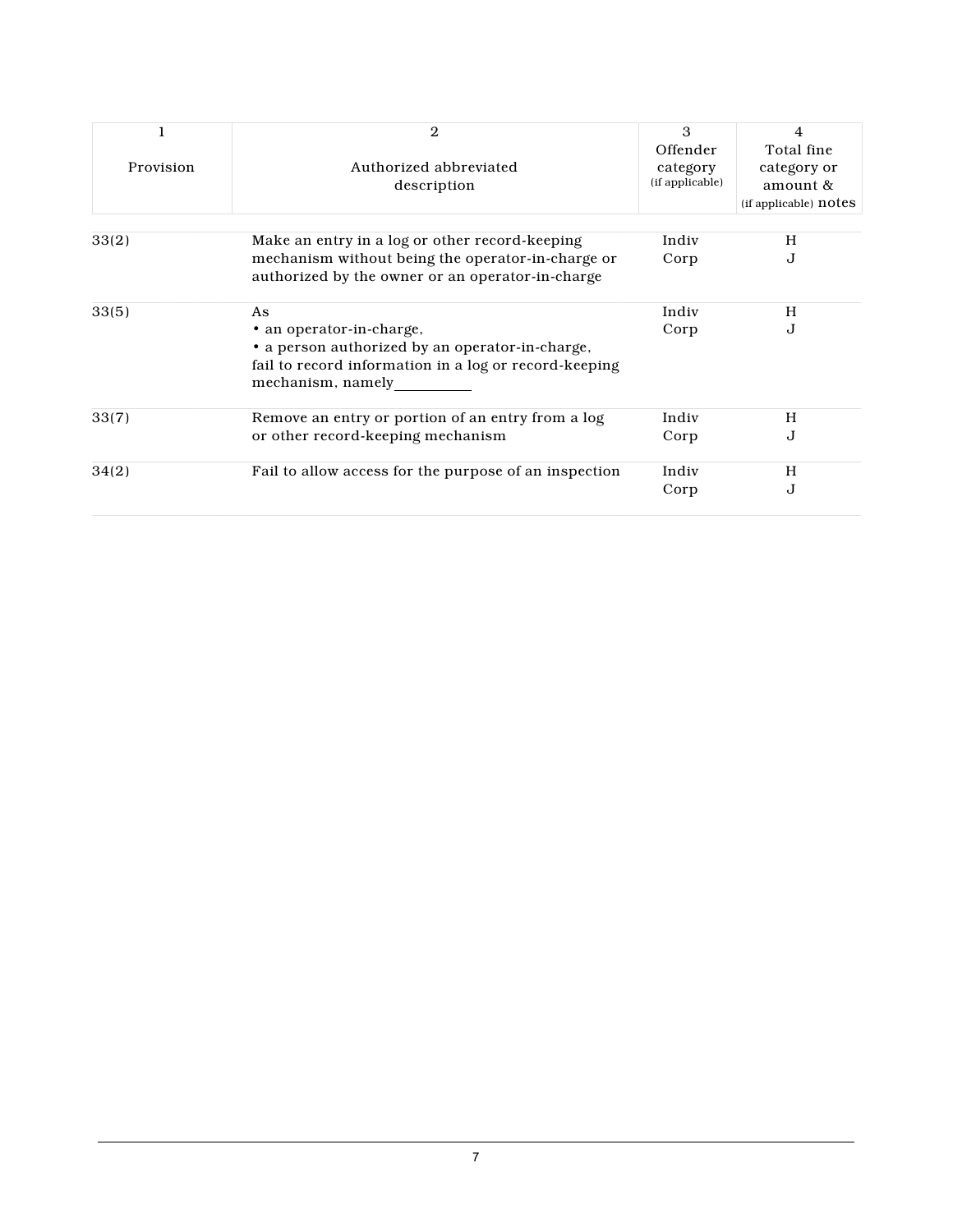| 1<br><br>Provision | 2<br><br>Authorized abbreviated description | 3<br>Offender category (if applicable) | 4<br>Total fine category or amount & (if applicable) notes |
|---|---|---|---|
| 33(2) | Make an entry in a log or other record-keeping mechanism without being the operator-in-charge or authorized by the owner or an operator-in-charge | Indiv<br>Corp | H<br>J |
| 33(5) | As<br>• an operator-in-charge,<br>• a person authorized by an operator-in-charge,<br>fail to record information in a log or record-keeping mechanism, namely__________ | Indiv<br>Corp | H<br>J |
| 33(7) | Remove an entry or portion of an entry from a log or other record-keeping mechanism | Indiv<br>Corp | H<br>J |
| 34(2) | Fail to allow access for the purpose of an inspection | Indiv<br>Corp | H<br>J |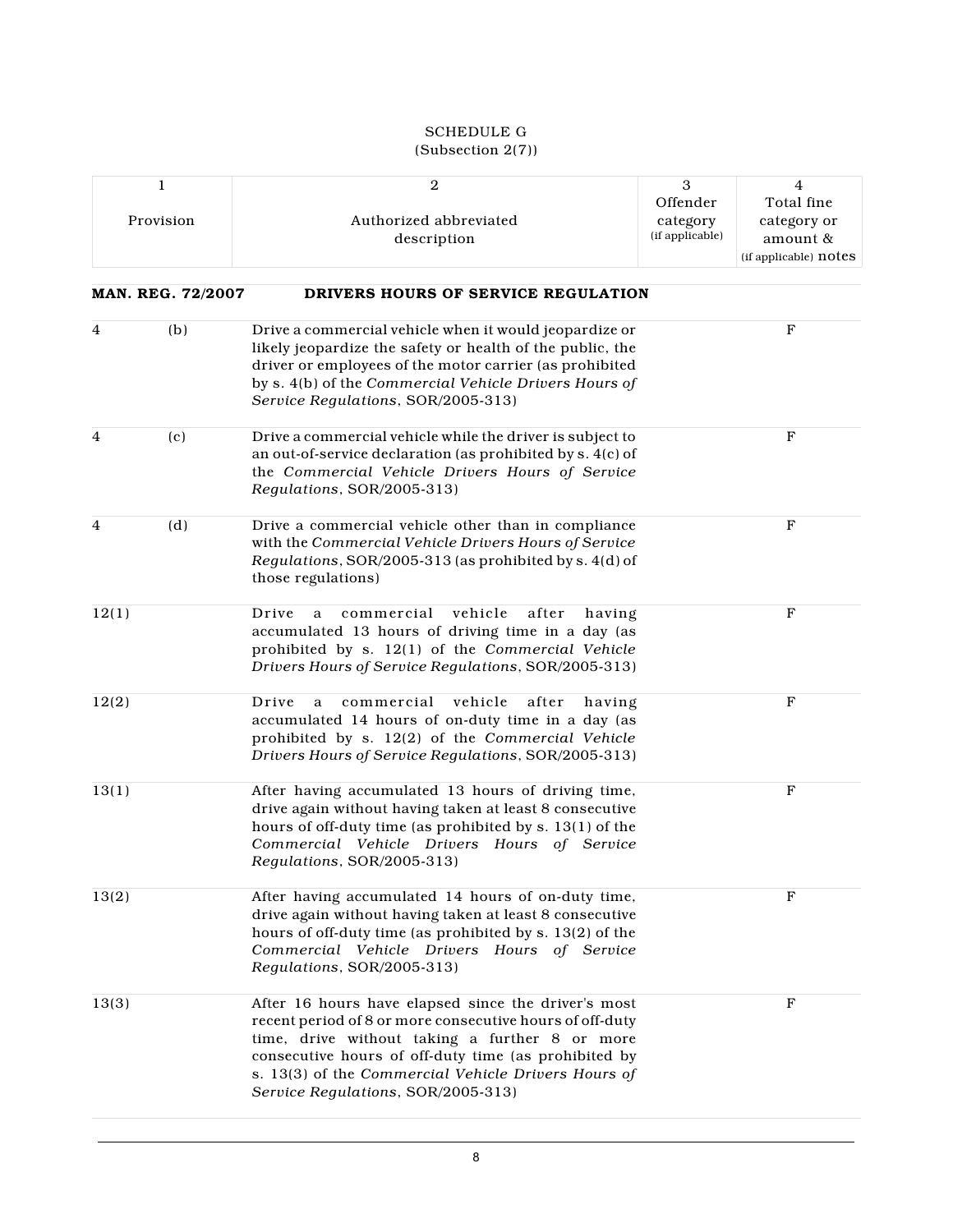SCHEDULE G
(Subsection 2(7))

| 1<br>Provision | | 2<br>Authorized abbreviated description | 3<br>Offender category (if applicable) | 4<br>Total fine category or amount & (if applicable) notes |
|---|---|---|---|---|
| **MAN. REG. 72/2007** | | **DRIVERS HOURS OF SERVICE REGULATION** | | |
| 4 | (b) | Drive a commercial vehicle when it would jeopardize or likely jeopardize the safety or health of the public, the driver or employees of the motor carrier (as prohibited by s. 4(b) of the *Commercial Vehicle Drivers Hours of Service Regulations*, SOR/2005-313) | | F |
| 4 | (c) | Drive a commercial vehicle while the driver is subject to an out-of-service declaration (as prohibited by s. 4(c) of the *Commercial Vehicle Drivers Hours of Service Regulations*, SOR/2005-313) | | F |
| 4 | (d) | Drive a commercial vehicle other than in compliance with the *Commercial Vehicle Drivers Hours of Service Regulations*, SOR/2005-313 (as prohibited by s. 4(d) of those regulations) | | F |
| 12(1) | | Drive a commercial vehicle after having accumulated 13 hours of driving time in a day (as prohibited by s. 12(1) of the *Commercial Vehicle Drivers Hours of Service Regulations*, SOR/2005-313) | | F |
| 12(2) | | Drive a commercial vehicle after having accumulated 14 hours of on-duty time in a day (as prohibited by s. 12(2) of the *Commercial Vehicle Drivers Hours of Service Regulations*, SOR/2005-313) | | F |
| 13(1) | | After having accumulated 13 hours of driving time, drive again without having taken at least 8 consecutive hours of off-duty time (as prohibited by s. 13(1) of the *Commercial Vehicle Drivers Hours of Service Regulations*, SOR/2005-313) | | F |
| 13(2) | | After having accumulated 14 hours of on-duty time, drive again without having taken at least 8 consecutive hours of off-duty time (as prohibited by s. 13(2) of the *Commercial Vehicle Drivers Hours of Service Regulations*, SOR/2005-313) | | F |
| 13(3) | | After 16 hours have elapsed since the driver's most recent period of 8 or more consecutive hours of off-duty time, drive without taking a further 8 or more consecutive hours of off-duty time (as prohibited by s. 13(3) of the *Commercial Vehicle Drivers Hours of Service Regulations*, SOR/2005-313) | | F |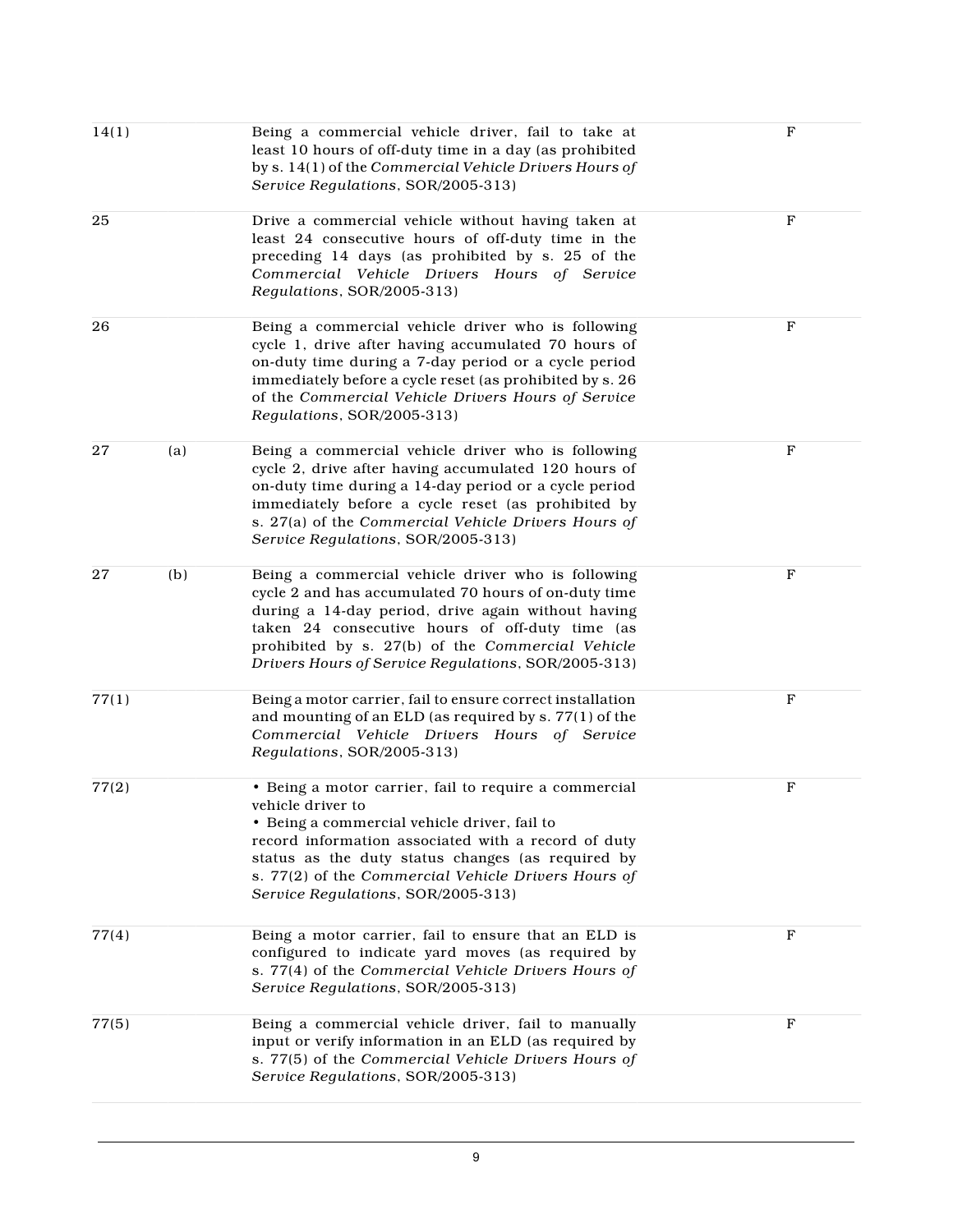| | | | |
|---|---|---|---|
| 14(1) | | Being a commercial vehicle driver, fail to take at least 10 hours of off-duty time in a day (as prohibited by s. 14(1) of the *Commercial Vehicle Drivers Hours of Service Regulations*, SOR/2005-313) | F |
| 25 | | Drive a commercial vehicle without having taken at least 24 consecutive hours of off-duty time in the preceding 14 days (as prohibited by s. 25 of the *Commercial Vehicle Drivers Hours of Service Regulations*, SOR/2005-313) | F |
| 26 | | Being a commercial vehicle driver who is following cycle 1, drive after having accumulated 70 hours of on-duty time during a 7-day period or a cycle period immediately before a cycle reset (as prohibited by s. 26 of the *Commercial Vehicle Drivers Hours of Service Regulations*, SOR/2005-313) | F |
| 27 | (a) | Being a commercial vehicle driver who is following cycle 2, drive after having accumulated 120 hours of on-duty time during a 14-day period or a cycle period immediately before a cycle reset (as prohibited by s. 27(a) of the *Commercial Vehicle Drivers Hours of Service Regulations*, SOR/2005-313) | F |
| 27 | (b) | Being a commercial vehicle driver who is following cycle 2 and has accumulated 70 hours of on-duty time during a 14-day period, drive again without having taken 24 consecutive hours of off-duty time (as prohibited by s. 27(b) of the *Commercial Vehicle Drivers Hours of Service Regulations*, SOR/2005-313) | F |
| 77(1) | | Being a motor carrier, fail to ensure correct installation and mounting of an ELD (as required by s. 77(1) of the *Commercial Vehicle Drivers Hours of Service Regulations*, SOR/2005-313) | F |
| 77(2) | | • Being a motor carrier, fail to require a commercial vehicle driver to<br>• Being a commercial vehicle driver, fail to<br>record information associated with a record of duty status as the duty status changes (as required by s. 77(2) of the *Commercial Vehicle Drivers Hours of Service Regulations*, SOR/2005-313) | F |
| 77(4) | | Being a motor carrier, fail to ensure that an ELD is configured to indicate yard moves (as required by s. 77(4) of the *Commercial Vehicle Drivers Hours of Service Regulations*, SOR/2005-313) | F |
| 77(5) | | Being a commercial vehicle driver, fail to manually input or verify information in an ELD (as required by s. 77(5) of the *Commercial Vehicle Drivers Hours of Service Regulations*, SOR/2005-313) | F |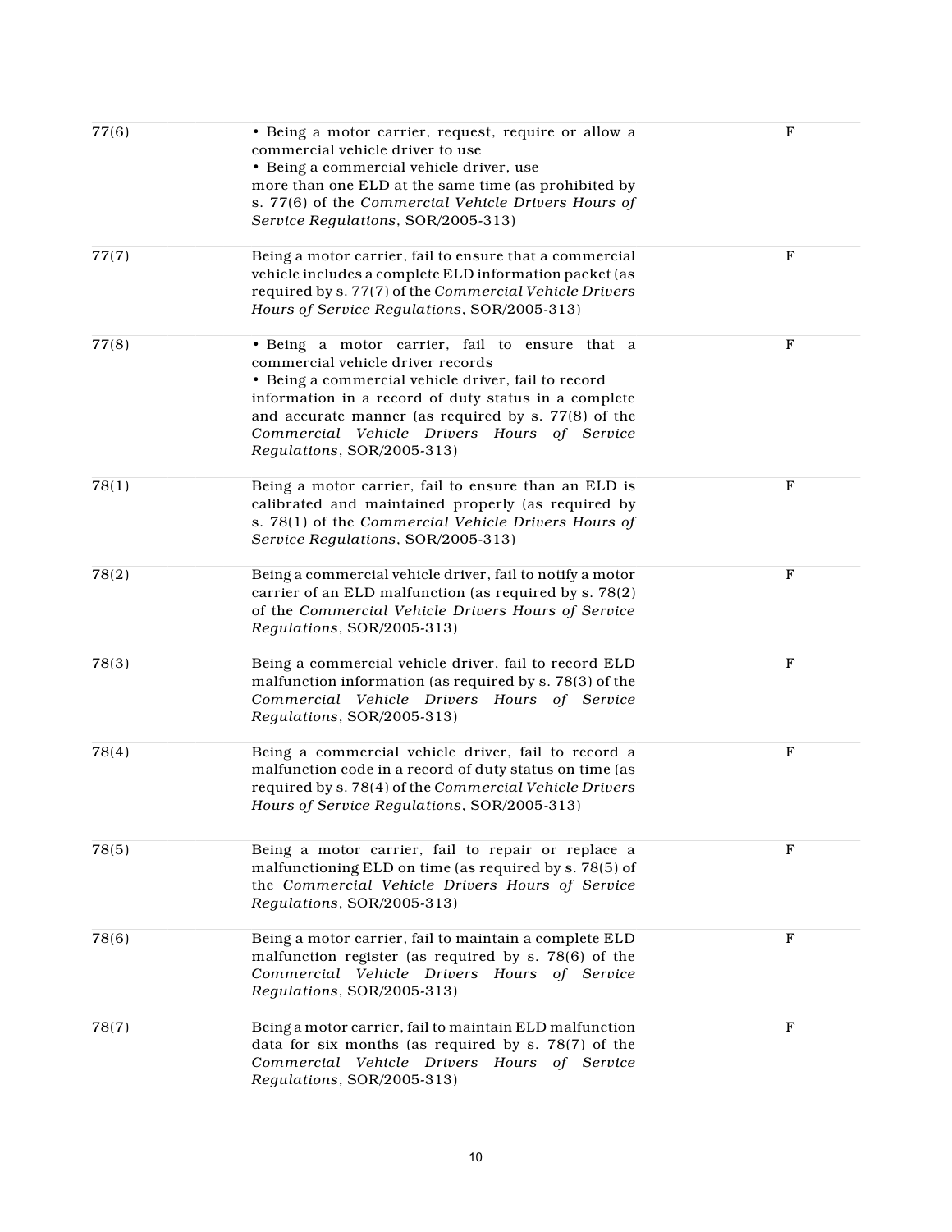| | | |
|---|---|---|
| 77(6) | • Being a motor carrier, request, require or allow a commercial vehicle driver to use<br>• Being a commercial vehicle driver, use<br>more than one ELD at the same time (as prohibited by s. 77(6) of the *Commercial Vehicle Drivers Hours of Service Regulations*, SOR/2005-313) | F |
| 77(7) | Being a motor carrier, fail to ensure that a commercial vehicle includes a complete ELD information packet (as required by s. 77(7) of the *Commercial Vehicle Drivers Hours of Service Regulations*, SOR/2005-313) | F |
| 77(8) | • Being a motor carrier, fail to ensure that a commercial vehicle driver records<br>• Being a commercial vehicle driver, fail to record<br>information in a record of duty status in a complete and accurate manner (as required by s. 77(8) of the *Commercial Vehicle Drivers Hours of Service Regulations*, SOR/2005-313) | F |
| 78(1) | Being a motor carrier, fail to ensure than an ELD is calibrated and maintained properly (as required by s. 78(1) of the *Commercial Vehicle Drivers Hours of Service Regulations*, SOR/2005-313) | F |
| 78(2) | Being a commercial vehicle driver, fail to notify a motor carrier of an ELD malfunction (as required by s. 78(2) of the *Commercial Vehicle Drivers Hours of Service Regulations*, SOR/2005-313) | F |
| 78(3) | Being a commercial vehicle driver, fail to record ELD malfunction information (as required by s. 78(3) of the *Commercial Vehicle Drivers Hours of Service Regulations*, SOR/2005-313) | F |
| 78(4) | Being a commercial vehicle driver, fail to record a malfunction code in a record of duty status on time (as required by s. 78(4) of the *Commercial Vehicle Drivers Hours of Service Regulations*, SOR/2005-313) | F |
| 78(5) | Being a motor carrier, fail to repair or replace a malfunctioning ELD on time (as required by s. 78(5) of the *Commercial Vehicle Drivers Hours of Service Regulations*, SOR/2005-313) | F |
| 78(6) | Being a motor carrier, fail to maintain a complete ELD malfunction register (as required by s. 78(6) of the *Commercial Vehicle Drivers Hours of Service Regulations*, SOR/2005-313) | F |
| 78(7) | Being a motor carrier, fail to maintain ELD malfunction data for six months (as required by s. 78(7) of the *Commercial Vehicle Drivers Hours of Service Regulations*, SOR/2005-313) | F |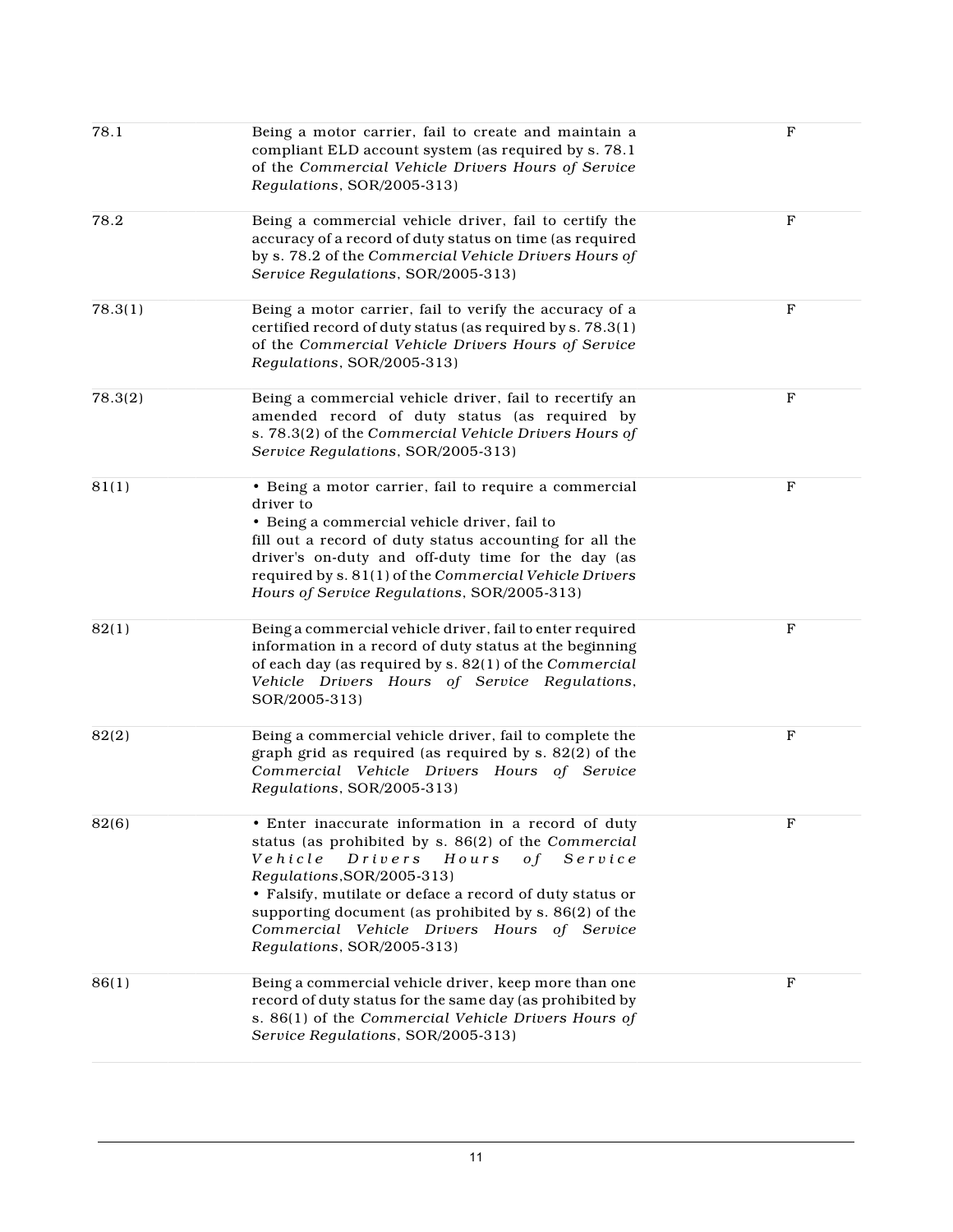| | | |
|---|---|---|
| 78.1 | Being a motor carrier, fail to create and maintain a compliant ELD account system (as required by s. 78.1 of the *Commercial Vehicle Drivers Hours of Service Regulations*, SOR/2005-313) | F |
| 78.2 | Being a commercial vehicle driver, fail to certify the accuracy of a record of duty status on time (as required by s. 78.2 of the *Commercial Vehicle Drivers Hours of Service Regulations*, SOR/2005-313) | F |
| 78.3(1) | Being a motor carrier, fail to verify the accuracy of a certified record of duty status (as required by s. 78.3(1) of the *Commercial Vehicle Drivers Hours of Service Regulations*, SOR/2005-313) | F |
| 78.3(2) | Being a commercial vehicle driver, fail to recertify an amended record of duty status (as required by s. 78.3(2) of the *Commercial Vehicle Drivers Hours of Service Regulations*, SOR/2005-313) | F |
| 81(1) | • Being a motor carrier, fail to require a commercial driver to<br>• Being a commercial vehicle driver, fail to<br>fill out a record of duty status accounting for all the driver's on-duty and off-duty time for the day (as required by s. 81(1) of the *Commercial Vehicle Drivers Hours of Service Regulations*, SOR/2005-313) | F |
| 82(1) | Being a commercial vehicle driver, fail to enter required information in a record of duty status at the beginning of each day (as required by s. 82(1) of the *Commercial Vehicle Drivers Hours of Service Regulations*, SOR/2005-313) | F |
| 82(2) | Being a commercial vehicle driver, fail to complete the graph grid as required (as required by s. 82(2) of the *Commercial Vehicle Drivers Hours of Service Regulations*, SOR/2005-313) | F |
| 82(6) | • Enter inaccurate information in a record of duty status (as prohibited by s. 86(2) of the *Commercial Vehicle Drivers Hours of Service Regulations*,SOR/2005-313)<br>• Falsify, mutilate or deface a record of duty status or supporting document (as prohibited by s. 86(2) of the *Commercial Vehicle Drivers Hours of Service Regulations*, SOR/2005-313) | F |
| 86(1) | Being a commercial vehicle driver, keep more than one record of duty status for the same day (as prohibited by s. 86(1) of the *Commercial Vehicle Drivers Hours of Service Regulations*, SOR/2005-313) | F |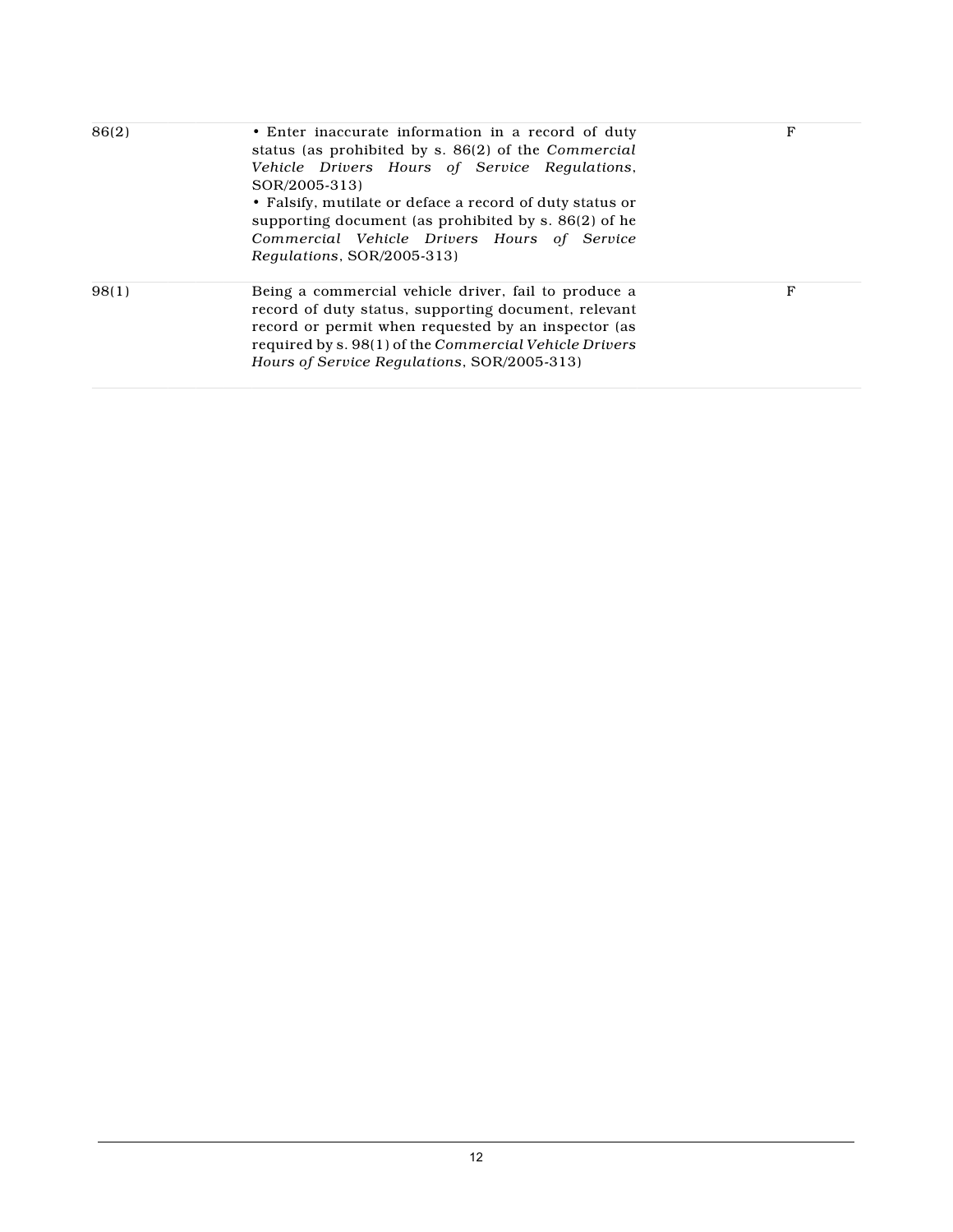| | | |
|---|---|---|
| 86(2) | • Enter inaccurate information in a record of duty status (as prohibited by s. 86(2) of the *Commercial Vehicle Drivers Hours of Service Regulations*, SOR/2005-313)<br>• Falsify, mutilate or deface a record of duty status or supporting document (as prohibited by s. 86(2) of he *Commercial Vehicle Drivers Hours of Service Regulations*, SOR/2005-313) | F |
| 98(1) | Being a commercial vehicle driver, fail to produce a record of duty status, supporting document, relevant record or permit when requested by an inspector (as required by s. 98(1) of the *Commercial Vehicle Drivers Hours of Service Regulations*, SOR/2005-313) | F |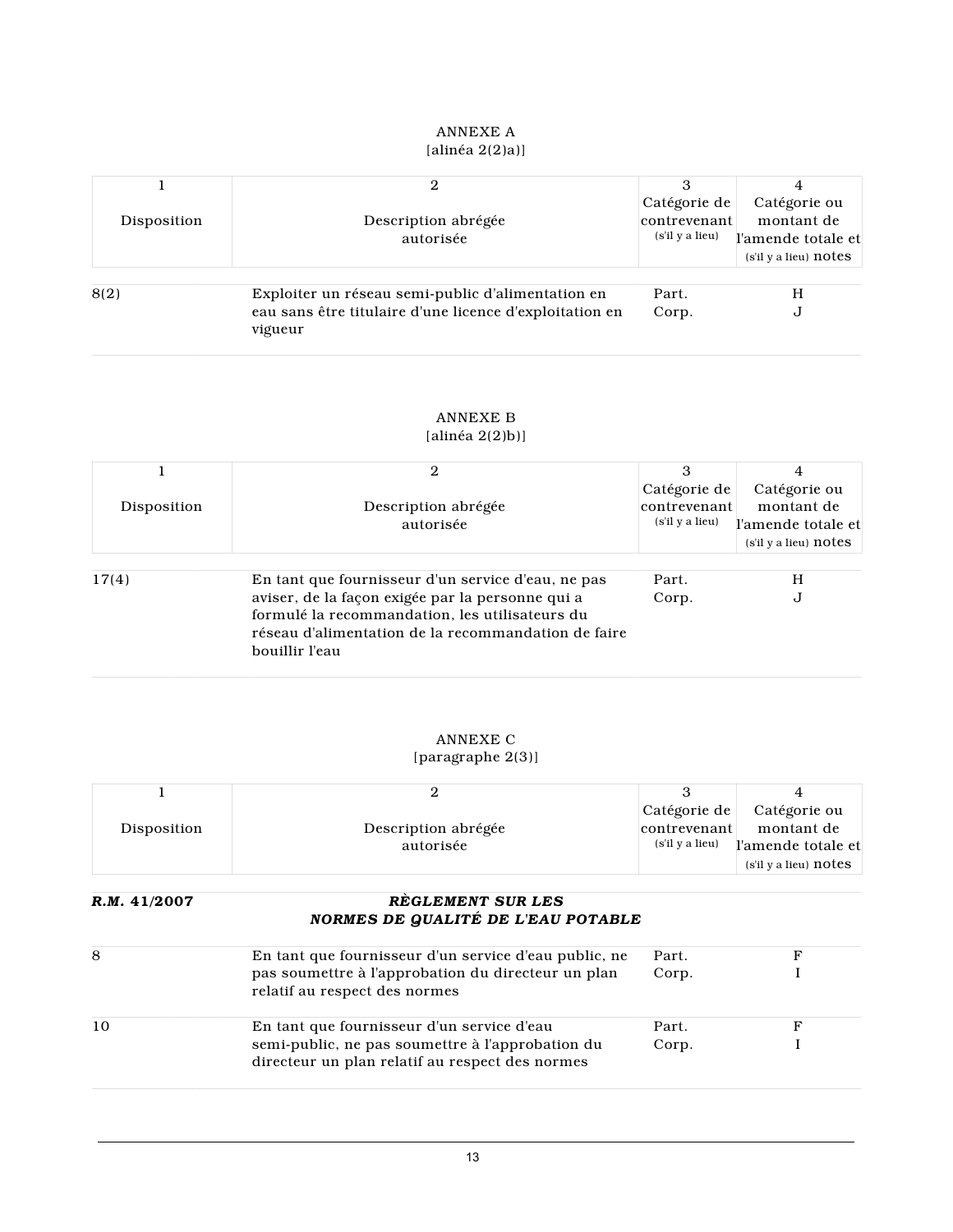ANNEXE A
[alinéa 2(2)a)]

| 1<br>Disposition | 2<br>Description abrégée autorisée | 3<br>Catégorie de contrevenant (s'il y a lieu) | 4<br>Catégorie ou montant de l'amende totale et (s'il y a lieu) notes |
|---|---|---|---|
| 8(2) | Exploiter un réseau semi-public d'alimentation en eau sans être titulaire d'une licence d'exploitation en vigueur | Part.<br>Corp. | H<br>J |

ANNEXE B
[alinéa 2(2)b)]

| 1<br>Disposition | 2<br>Description abrégée autorisée | 3<br>Catégorie de contrevenant (s'il y a lieu) | 4<br>Catégorie ou montant de l'amende totale et (s'il y a lieu) notes |
|---|---|---|---|
| 17(4) | En tant que fournisseur d'un service d'eau, ne pas aviser, de la façon exigée par la personne qui a formulé la recommandation, les utilisateurs du réseau d'alimentation de la recommandation de faire bouillir l'eau | Part.<br>Corp. | H<br>J |

ANNEXE C
[paragraphe 2(3)]

| 1<br>Disposition | 2<br>Description abrégée autorisée | 3<br>Catégorie de contrevenant (s'il y a lieu) | 4<br>Catégorie ou montant de l'amende totale et (s'il y a lieu) notes |
|---|---|---|---|
| ***R.M. 41/2007*** | ***RÈGLEMENT SUR LES NORMES DE QUALITÉ DE L'EAU POTABLE*** | | |
| 8 | En tant que fournisseur d'un service d'eau public, ne pas soumettre à l'approbation du directeur un plan relatif au respect des normes | Part.<br>Corp. | F<br>I |
| 10 | En tant que fournisseur d'un service d'eau semi-public, ne pas soumettre à l'approbation du directeur un plan relatif au respect des normes | Part.<br>Corp. | F<br>I |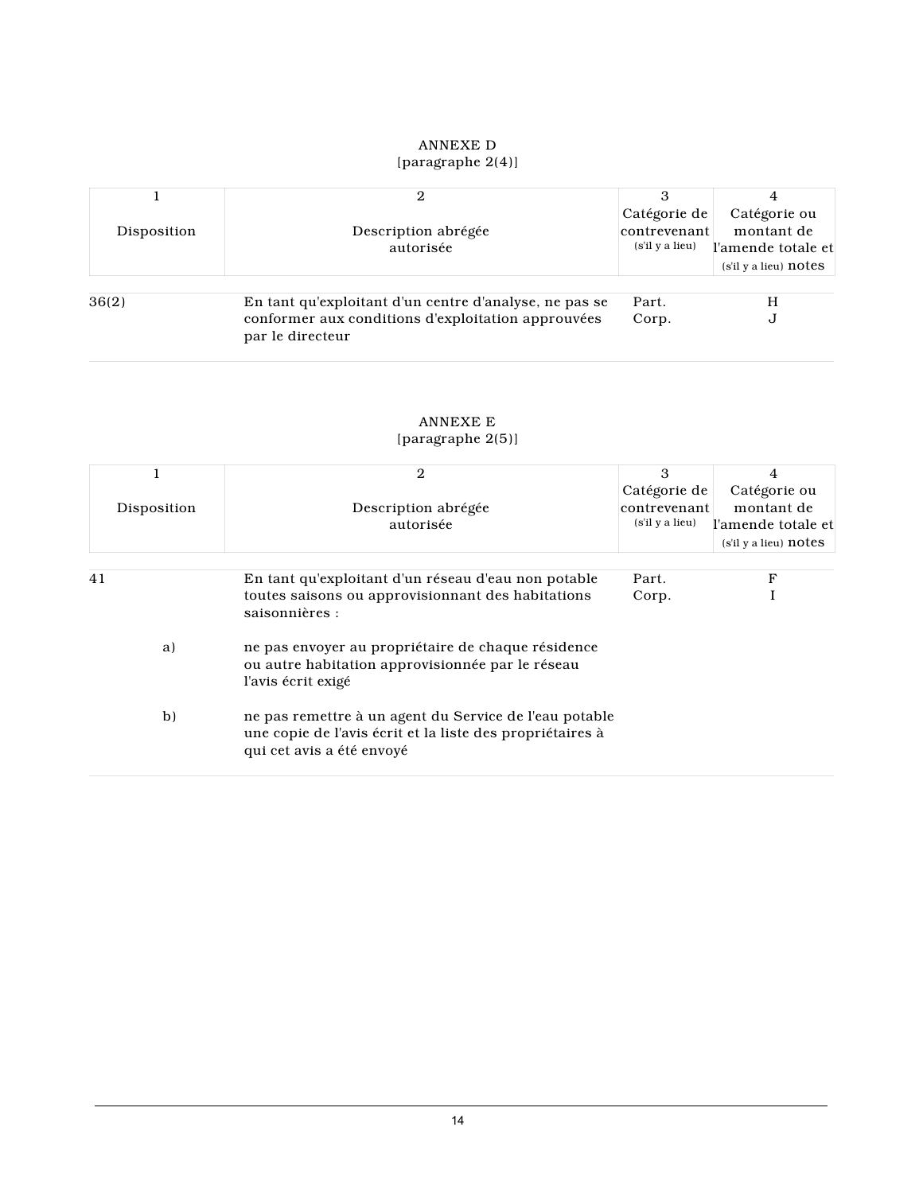## ANNEXE D
[paragraphe 2(4)]

| 1<br>Disposition | 2<br>Description abrégée autorisée | 3<br>Catégorie de contrevenant (s'il y a lieu) | 4<br>Catégorie ou montant de l'amende totale et (s'il y a lieu) notes |
|---|---|---|---|
| 36(2) | En tant qu'exploitant d'un centre d'analyse, ne pas se conformer aux conditions d'exploitation approuvées par le directeur | Part.<br>Corp. | H<br>J |

## ANNEXE E
[paragraphe 2(5)]

| 1<br>Disposition | 2<br>Description abrégée autorisée | 3<br>Catégorie de contrevenant (s'il y a lieu) | 4<br>Catégorie ou montant de l'amende totale et (s'il y a lieu) notes |
|---|---|---|---|
| 41 | En tant qu'exploitant d'un réseau d'eau non potable toutes saisons ou approvisionnant des habitations saisonnières : | Part.<br>Corp. | F<br>I |
| a) | ne pas envoyer au propriétaire de chaque résidence ou autre habitation approvisionnée par le réseau l'avis écrit exigé | | |
| b) | ne pas remettre à un agent du Service de l'eau potable une copie de l'avis écrit et la liste des propriétaires à qui cet avis a été envoyé | | |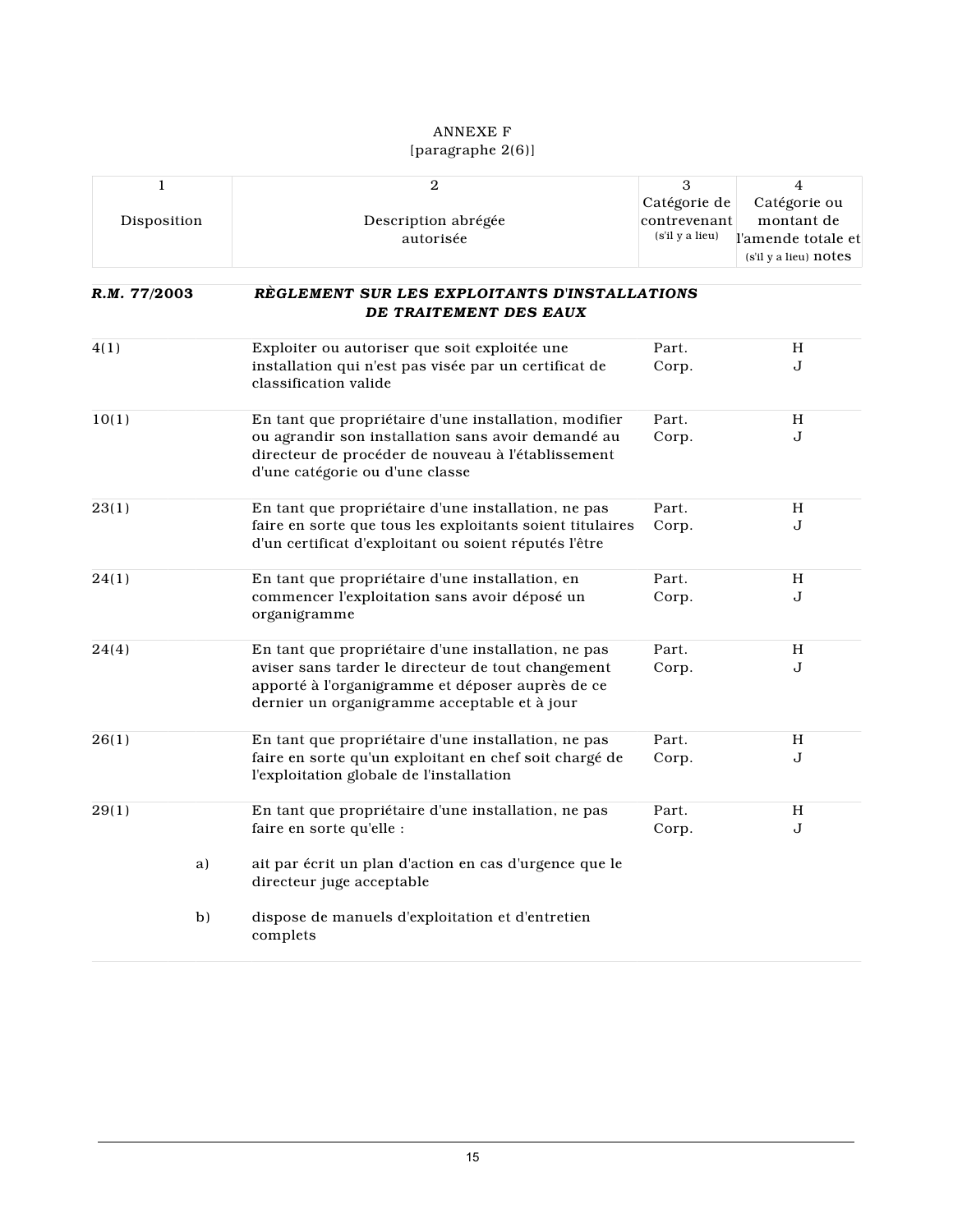ANNEXE F
[paragraphe 2(6)]

| 1<br>Disposition | 2<br>Description abrégée autorisée | 3<br>Catégorie de contrevenant (s'il y a lieu) | 4<br>Catégorie ou montant de l'amende totale et (s'il y a lieu) notes |
|---|---|---|---|
| ***R.M. 77/2003*** | ***RÈGLEMENT SUR LES EXPLOITANTS D'INSTALLATIONS DE TRAITEMENT DES EAUX*** | | |
| 4(1) | Exploiter ou autoriser que soit exploitée une installation qui n'est pas visée par un certificat de classification valide | Part.<br>Corp. | H<br>J |
| 10(1) | En tant que propriétaire d'une installation, modifier ou agrandir son installation sans avoir demandé au directeur de procéder de nouveau à l'établissement d'une catégorie ou d'une classe | Part.<br>Corp. | H<br>J |
| 23(1) | En tant que propriétaire d'une installation, ne pas faire en sorte que tous les exploitants soient titulaires d'un certificat d'exploitant ou soient réputés l'être | Part.<br>Corp. | H<br>J |
| 24(1) | En tant que propriétaire d'une installation, en commencer l'exploitation sans avoir déposé un organigramme | Part.<br>Corp. | H<br>J |
| 24(4) | En tant que propriétaire d'une installation, ne pas aviser sans tarder le directeur de tout changement apporté à l'organigramme et déposer auprès de ce dernier un organigramme acceptable et à jour | Part.<br>Corp. | H<br>J |
| 26(1) | En tant que propriétaire d'une installation, ne pas faire en sorte qu'un exploitant en chef soit chargé de l'exploitation globale de l'installation | Part.<br>Corp. | H<br>J |
| 29(1) | En tant que propriétaire d'une installation, ne pas faire en sorte qu'elle : | Part.<br>Corp. | H<br>J |
| a) | ait par écrit un plan d'action en cas d'urgence que le directeur juge acceptable | | |
| b) | dispose de manuels d'exploitation et d'entretien complets | | |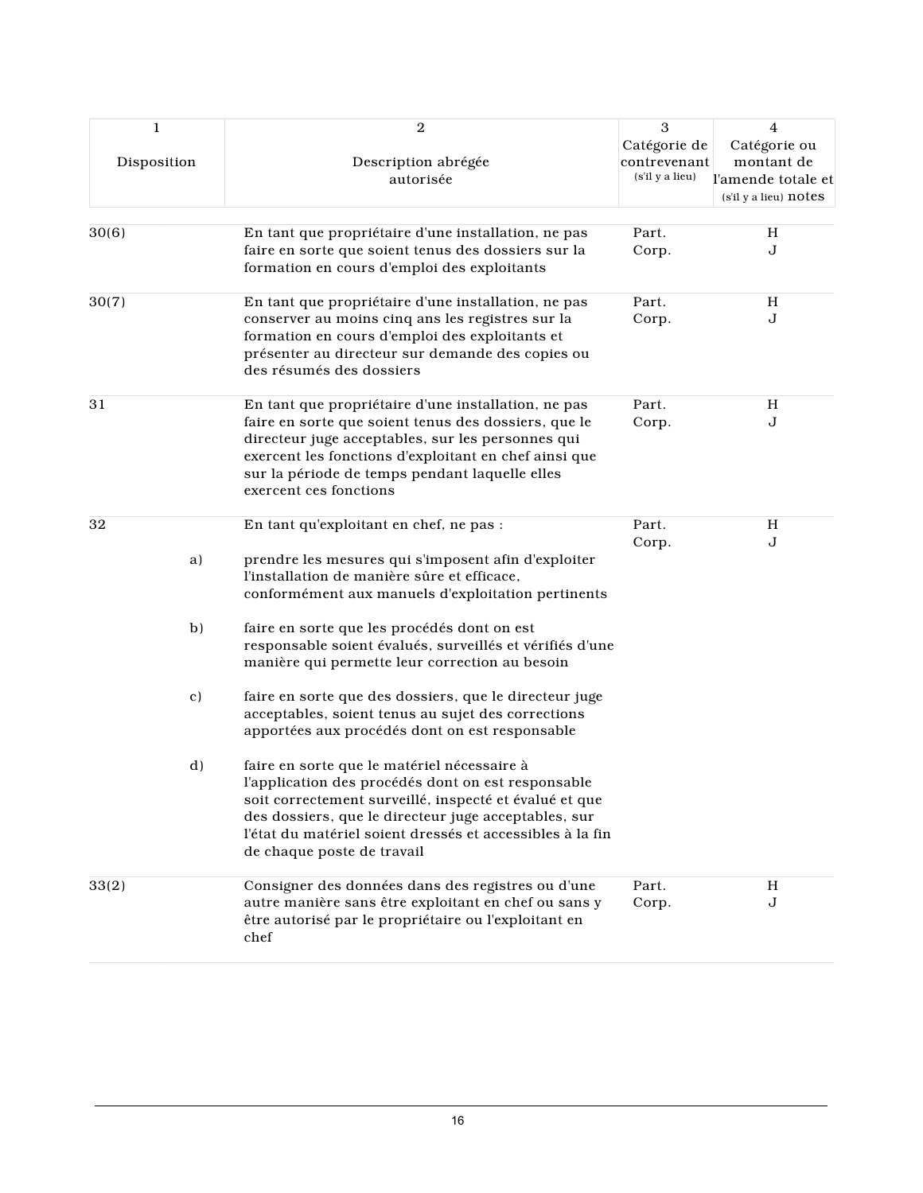| 1<br><br>Disposition | 2<br><br>Description abrégée autorisée | 3<br>Catégorie de contrevenant<br>(s'il y a lieu) | 4<br>Catégorie ou montant de l'amende totale et (s'il y a lieu) notes |
|---|---|---|---|
| 30(6) | En tant que propriétaire d'une installation, ne pas faire en sorte que soient tenus des dossiers sur la formation en cours d'emploi des exploitants | Part.<br>Corp. | H<br>J |
| 30(7) | En tant que propriétaire d'une installation, ne pas conserver au moins cinq ans les registres sur la formation en cours d'emploi des exploitants et présenter au directeur sur demande des copies ou des résumés des dossiers | Part.<br>Corp. | H<br>J |
| 31 | En tant que propriétaire d'une installation, ne pas faire en sorte que soient tenus des dossiers, que le directeur juge acceptables, sur les personnes qui exercent les fonctions d'exploitant en chef ainsi que sur la période de temps pendant laquelle elles exercent ces fonctions | Part.<br>Corp. | H<br>J |
| 32 | En tant qu'exploitant en chef, ne pas : | Part.<br>Corp. | H<br>J |
| a) | prendre les mesures qui s'imposent afin d'exploiter l'installation de manière sûre et efficace, conformément aux manuels d'exploitation pertinents | | |
| b) | faire en sorte que les procédés dont on est responsable soient évalués, surveillés et vérifiés d'une manière qui permette leur correction au besoin | | |
| c) | faire en sorte que des dossiers, que le directeur juge acceptables, soient tenus au sujet des corrections apportées aux procédés dont on est responsable | | |
| d) | faire en sorte que le matériel nécessaire à l'application des procédés dont on est responsable soit correctement surveillé, inspecté et évalué et que des dossiers, que le directeur juge acceptables, sur l'état du matériel soient dressés et accessibles à la fin de chaque poste de travail | | |
| 33(2) | Consigner des données dans des registres ou d'une autre manière sans être exploitant en chef ou sans y être autorisé par le propriétaire ou l'exploitant en chef | Part.<br>Corp. | H<br>J |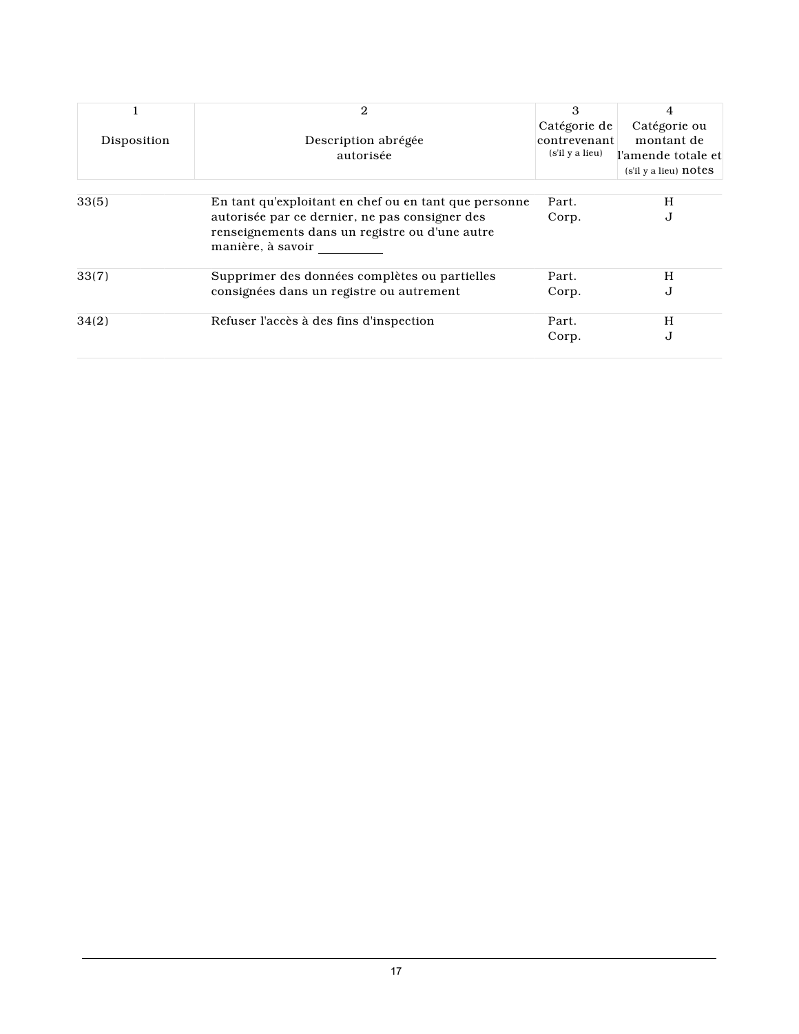| 1<br><br>Disposition | 2<br><br>Description abrégée autorisée | 3<br>Catégorie de contrevenant<br>(s'il y a lieu) | 4<br>Catégorie ou montant de l'amende totale et (s'il y a lieu) notes |
|---|---|---|---|
| 33(5) | En tant qu'exploitant en chef ou en tant que personne autorisée par ce dernier, ne pas consigner des renseignements dans un registre ou d'une autre manière, à savoir ___________ | Part.<br>Corp. | H<br>J |
| 33(7) | Supprimer des données complètes ou partielles consignées dans un registre ou autrement | Part.<br>Corp. | H<br>J |
| 34(2) | Refuser l'accès à des fins d'inspection | Part.<br>Corp. | H<br>J |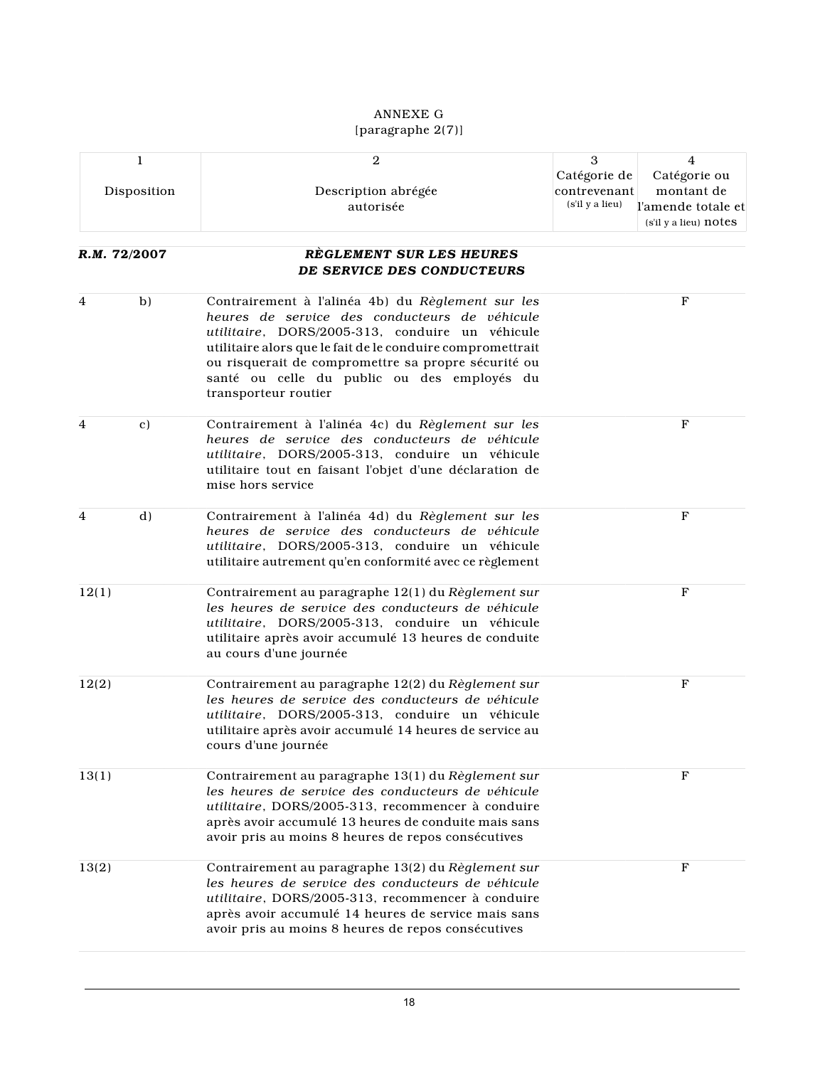ANNEXE G
[paragraphe 2(7)]

| 1<br>Disposition | | 2<br>Description abrégée autorisée | 3<br>Catégorie de contrevenant (s'il y a lieu) | 4<br>Catégorie ou montant de l'amende totale et (s'il y a lieu) notes |
|---|---|---|---|---|
| ***R.M. 72/2007*** | | ***RÈGLEMENT SUR LES HEURES DE SERVICE DES CONDUCTEURS*** | | |
| 4 | b) | Contrairement à l'alinéa 4b) du *Règlement sur les heures de service des conducteurs de véhicule utilitaire*, DORS/2005-313, conduire un véhicule utilitaire alors que le fait de le conduire compromettrait ou risquerait de compromettre sa propre sécurité ou santé ou celle du public ou des employés du transporteur routier | | F |
| 4 | c) | Contrairement à l'alinéa 4c) du *Règlement sur les heures de service des conducteurs de véhicule utilitaire*, DORS/2005-313, conduire un véhicule utilitaire tout en faisant l'objet d'une déclaration de mise hors service | | F |
| 4 | d) | Contrairement à l'alinéa 4d) du *Règlement sur les heures de service des conducteurs de véhicule utilitaire*, DORS/2005-313, conduire un véhicule utilitaire autrement qu'en conformité avec ce règlement | | F |
| 12(1) | | Contrairement au paragraphe 12(1) du *Règlement sur les heures de service des conducteurs de véhicule utilitaire*, DORS/2005-313, conduire un véhicule utilitaire après avoir accumulé 13 heures de conduite au cours d'une journée | | F |
| 12(2) | | Contrairement au paragraphe 12(2) du *Règlement sur les heures de service des conducteurs de véhicule utilitaire*, DORS/2005-313, conduire un véhicule utilitaire après avoir accumulé 14 heures de service au cours d'une journée | | F |
| 13(1) | | Contrairement au paragraphe 13(1) du *Règlement sur les heures de service des conducteurs de véhicule utilitaire*, DORS/2005-313, recommencer à conduire après avoir accumulé 13 heures de conduite mais sans avoir pris au moins 8 heures de repos consécutives | | F |
| 13(2) | | Contrairement au paragraphe 13(2) du *Règlement sur les heures de service des conducteurs de véhicule utilitaire*, DORS/2005-313, recommencer à conduire après avoir accumulé 14 heures de service mais sans avoir pris au moins 8 heures de repos consécutives | | F |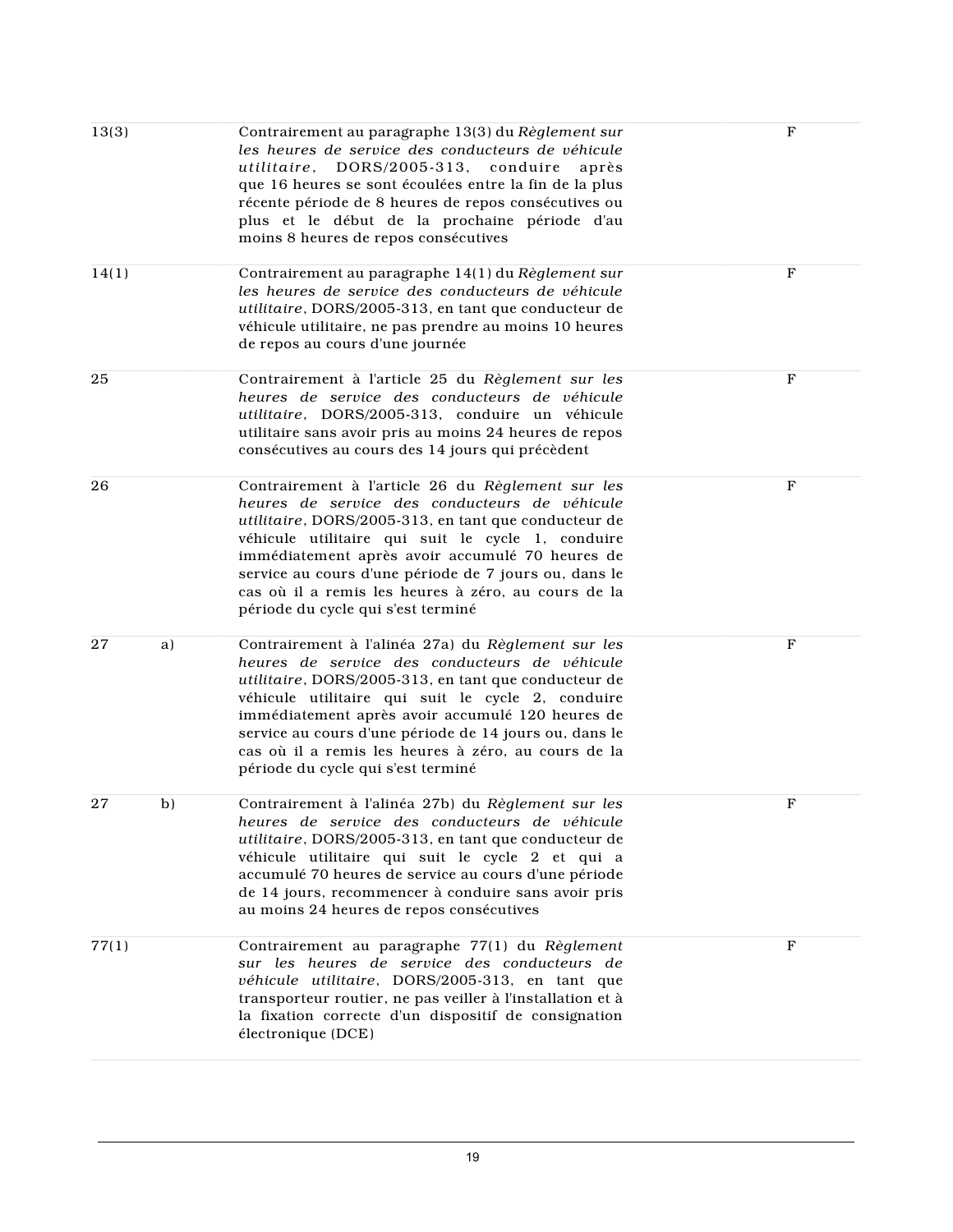| | | | |
|---|---|---|---|
| 13(3) | | Contrairement au paragraphe 13(3) du *Règlement sur les heures de service des conducteurs de véhicule utilitaire*, DORS/2005-313, conduire après que 16 heures se sont écoulées entre la fin de la plus récente période de 8 heures de repos consécutives ou plus et le début de la prochaine période d'au moins 8 heures de repos consécutives | F |
| 14(1) | | Contrairement au paragraphe 14(1) du *Règlement sur les heures de service des conducteurs de véhicule utilitaire*, DORS/2005-313, en tant que conducteur de véhicule utilitaire, ne pas prendre au moins 10 heures de repos au cours d'une journée | F |
| 25 | | Contrairement à l'article 25 du *Règlement sur les heures de service des conducteurs de véhicule utilitaire*, DORS/2005-313, conduire un véhicule utilitaire sans avoir pris au moins 24 heures de repos consécutives au cours des 14 jours qui précèdent | F |
| 26 | | Contrairement à l'article 26 du *Règlement sur les heures de service des conducteurs de véhicule utilitaire*, DORS/2005-313, en tant que conducteur de véhicule utilitaire qui suit le cycle 1, conduire immédiatement après avoir accumulé 70 heures de service au cours d'une période de 7 jours ou, dans le cas où il a remis les heures à zéro, au cours de la période du cycle qui s'est terminé | F |
| 27 | a) | Contrairement à l'alinéa 27a) du *Règlement sur les heures de service des conducteurs de véhicule utilitaire*, DORS/2005-313, en tant que conducteur de véhicule utilitaire qui suit le cycle 2, conduire immédiatement après avoir accumulé 120 heures de service au cours d'une période de 14 jours ou, dans le cas où il a remis les heures à zéro, au cours de la période du cycle qui s'est terminé | F |
| 27 | b) | Contrairement à l'alinéa 27b) du *Règlement sur les heures de service des conducteurs de véhicule utilitaire*, DORS/2005-313, en tant que conducteur de véhicule utilitaire qui suit le cycle 2 et qui a accumulé 70 heures de service au cours d'une période de 14 jours, recommencer à conduire sans avoir pris au moins 24 heures de repos consécutives | F |
| 77(1) | | Contrairement au paragraphe 77(1) du *Règlement sur les heures de service des conducteurs de véhicule utilitaire*, DORS/2005-313, en tant que transporteur routier, ne pas veiller à l'installation et à la fixation correcte d'un dispositif de consignation électronique (DCE) | F |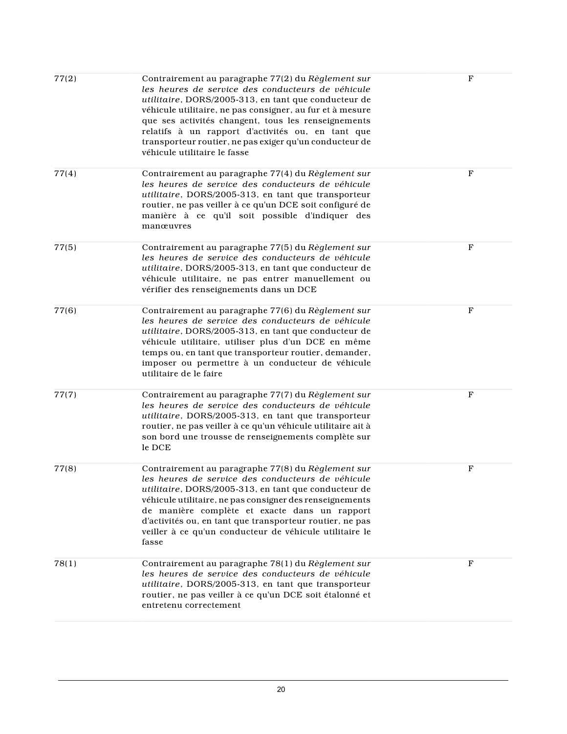| | | |
|---|---|---|
| 77(2) | Contrairement au paragraphe 77(2) du *Règlement sur les heures de service des conducteurs de véhicule utilitaire*, DORS/2005-313, en tant que conducteur de véhicule utilitaire, ne pas consigner, au fur et à mesure que ses activités changent, tous les renseignements relatifs à un rapport d'activités ou, en tant que transporteur routier, ne pas exiger qu'un conducteur de véhicule utilitaire le fasse | F |
| 77(4) | Contrairement au paragraphe 77(4) du *Règlement sur les heures de service des conducteurs de véhicule utilitaire*, DORS/2005-313, en tant que transporteur routier, ne pas veiller à ce qu'un DCE soit configuré de manière à ce qu'il soit possible d'indiquer des manœuvres | F |
| 77(5) | Contrairement au paragraphe 77(5) du *Règlement sur les heures de service des conducteurs de véhicule utilitaire*, DORS/2005-313, en tant que conducteur de véhicule utilitaire, ne pas entrer manuellement ou vérifier des renseignements dans un DCE | F |
| 77(6) | Contrairement au paragraphe 77(6) du *Règlement sur les heures de service des conducteurs de véhicule utilitaire*, DORS/2005-313, en tant que conducteur de véhicule utilitaire, utiliser plus d'un DCE en même temps ou, en tant que transporteur routier, demander, imposer ou permettre à un conducteur de véhicule utilitaire de le faire | F |
| 77(7) | Contrairement au paragraphe 77(7) du *Règlement sur les heures de service des conducteurs de véhicule utilitaire*, DORS/2005-313, en tant que transporteur routier, ne pas veiller à ce qu'un véhicule utilitaire ait à son bord une trousse de renseignements complète sur le DCE | F |
| 77(8) | Contrairement au paragraphe 77(8) du *Règlement sur les heures de service des conducteurs de véhicule utilitaire*, DORS/2005-313, en tant que conducteur de véhicule utilitaire, ne pas consigner des renseignements de manière complète et exacte dans un rapport d'activités ou, en tant que transporteur routier, ne pas veiller à ce qu'un conducteur de véhicule utilitaire le fasse | F |
| 78(1) | Contrairement au paragraphe 78(1) du *Règlement sur les heures de service des conducteurs de véhicule utilitaire*, DORS/2005-313, en tant que transporteur routier, ne pas veiller à ce qu'un DCE soit étalonné et entretenu correctement | F |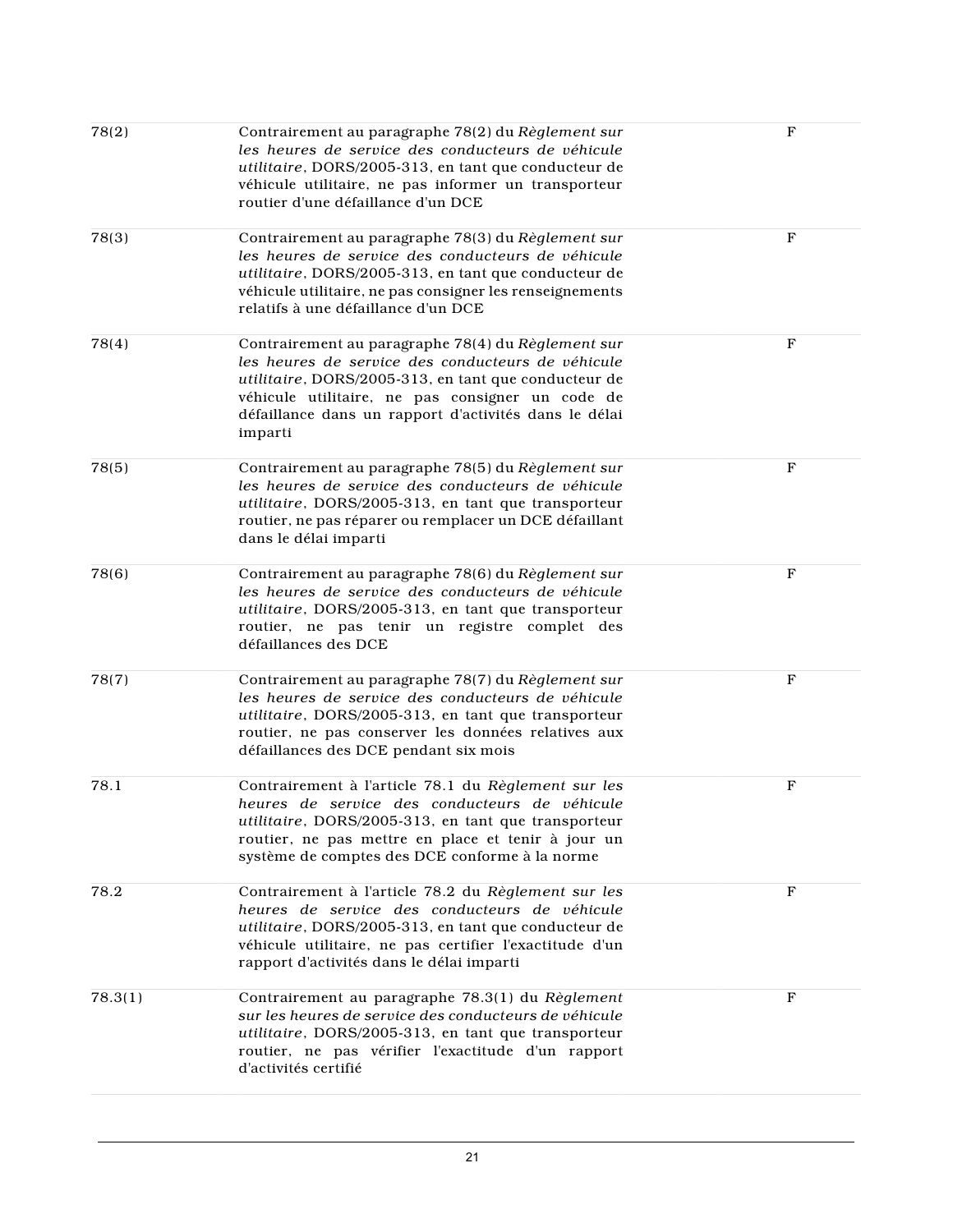| | | |
|---|---|---|
| 78(2) | Contrairement au paragraphe 78(2) du *Règlement sur les heures de service des conducteurs de véhicule utilitaire*, DORS/2005-313, en tant que conducteur de véhicule utilitaire, ne pas informer un transporteur routier d'une défaillance d'un DCE | F |
| 78(3) | Contrairement au paragraphe 78(3) du *Règlement sur les heures de service des conducteurs de véhicule utilitaire*, DORS/2005-313, en tant que conducteur de véhicule utilitaire, ne pas consigner les renseignements relatifs à une défaillance d'un DCE | F |
| 78(4) | Contrairement au paragraphe 78(4) du *Règlement sur les heures de service des conducteurs de véhicule utilitaire*, DORS/2005-313, en tant que conducteur de véhicule utilitaire, ne pas consigner un code de défaillance dans un rapport d'activités dans le délai imparti | F |
| 78(5) | Contrairement au paragraphe 78(5) du *Règlement sur les heures de service des conducteurs de véhicule utilitaire*, DORS/2005-313, en tant que transporteur routier, ne pas réparer ou remplacer un DCE défaillant dans le délai imparti | F |
| 78(6) | Contrairement au paragraphe 78(6) du *Règlement sur les heures de service des conducteurs de véhicule utilitaire*, DORS/2005-313, en tant que transporteur routier, ne pas tenir un registre complet des défaillances des DCE | F |
| 78(7) | Contrairement au paragraphe 78(7) du *Règlement sur les heures de service des conducteurs de véhicule utilitaire*, DORS/2005-313, en tant que transporteur routier, ne pas conserver les données relatives aux défaillances des DCE pendant six mois | F |
| 78.1 | Contrairement à l'article 78.1 du *Règlement sur les heures de service des conducteurs de véhicule utilitaire*, DORS/2005-313, en tant que transporteur routier, ne pas mettre en place et tenir à jour un système de comptes des DCE conforme à la norme | F |
| 78.2 | Contrairement à l'article 78.2 du *Règlement sur les heures de service des conducteurs de véhicule utilitaire*, DORS/2005-313, en tant que conducteur de véhicule utilitaire, ne pas certifier l'exactitude d'un rapport d'activités dans le délai imparti | F |
| 78.3(1) | Contrairement au paragraphe 78.3(1) du *Règlement sur les heures de service des conducteurs de véhicule utilitaire*, DORS/2005-313, en tant que transporteur routier, ne pas vérifier l'exactitude d'un rapport d'activités certifié | F |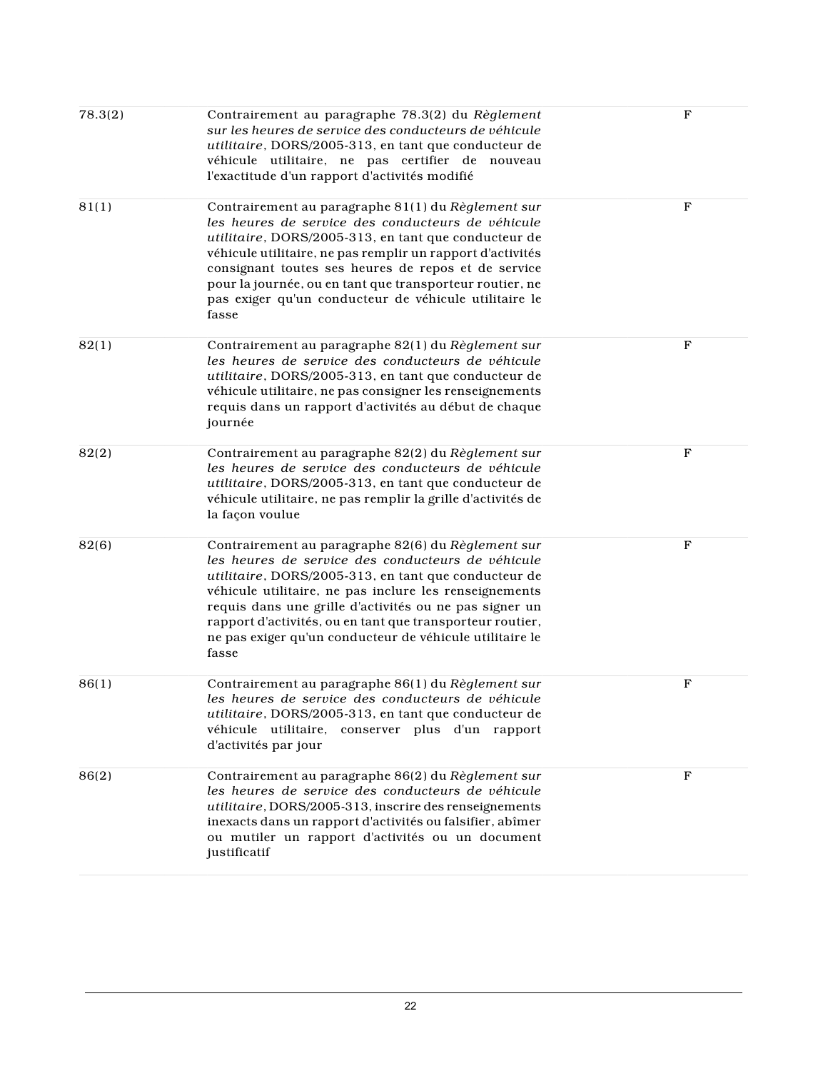| | | |
|---|---|---|
| 78.3(2) | Contrairement au paragraphe 78.3(2) du *Règlement sur les heures de service des conducteurs de véhicule utilitaire*, DORS/2005-313, en tant que conducteur de véhicule utilitaire, ne pas certifier de nouveau l'exactitude d'un rapport d'activités modifié | F |
| 81(1) | Contrairement au paragraphe 81(1) du *Règlement sur les heures de service des conducteurs de véhicule utilitaire*, DORS/2005-313, en tant que conducteur de véhicule utilitaire, ne pas remplir un rapport d'activités consignant toutes ses heures de repos et de service pour la journée, ou en tant que transporteur routier, ne pas exiger qu'un conducteur de véhicule utilitaire le fasse | F |
| 82(1) | Contrairement au paragraphe 82(1) du *Règlement sur les heures de service des conducteurs de véhicule utilitaire*, DORS/2005-313, en tant que conducteur de véhicule utilitaire, ne pas consigner les renseignements requis dans un rapport d'activités au début de chaque journée | F |
| 82(2) | Contrairement au paragraphe 82(2) du *Règlement sur les heures de service des conducteurs de véhicule utilitaire*, DORS/2005-313, en tant que conducteur de véhicule utilitaire, ne pas remplir la grille d'activités de la façon voulue | F |
| 82(6) | Contrairement au paragraphe 82(6) du *Règlement sur les heures de service des conducteurs de véhicule utilitaire*, DORS/2005-313, en tant que conducteur de véhicule utilitaire, ne pas inclure les renseignements requis dans une grille d'activités ou ne pas signer un rapport d'activités, ou en tant que transporteur routier, ne pas exiger qu'un conducteur de véhicule utilitaire le fasse | F |
| 86(1) | Contrairement au paragraphe 86(1) du *Règlement sur les heures de service des conducteurs de véhicule utilitaire*, DORS/2005-313, en tant que conducteur de véhicule utilitaire, conserver plus d'un rapport d'activités par jour | F |
| 86(2) | Contrairement au paragraphe 86(2) du *Règlement sur les heures de service des conducteurs de véhicule utilitaire*, DORS/2005-313, inscrire des renseignements inexacts dans un rapport d'activités ou falsifier, abîmer ou mutiler un rapport d'activités ou un document justificatif | F |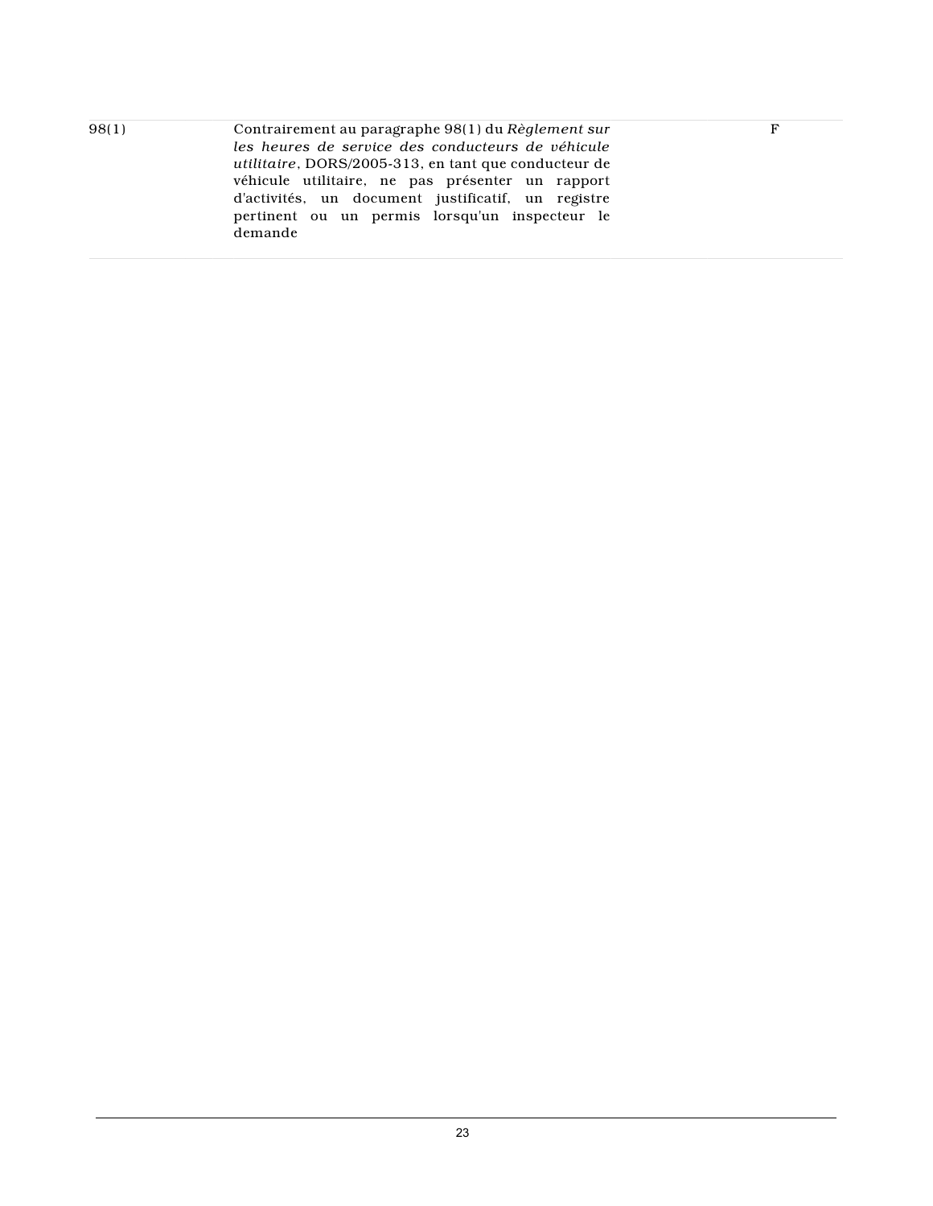| | | |
|---|---|---|
| 98(1) | Contrairement au paragraphe 98(1) du *Règlement sur les heures de service des conducteurs de véhicule utilitaire*, DORS/2005-313, en tant que conducteur de véhicule utilitaire, ne pas présenter un rapport d'activités, un document justificatif, un registre pertinent ou un permis lorsqu'un inspecteur le demande | F |